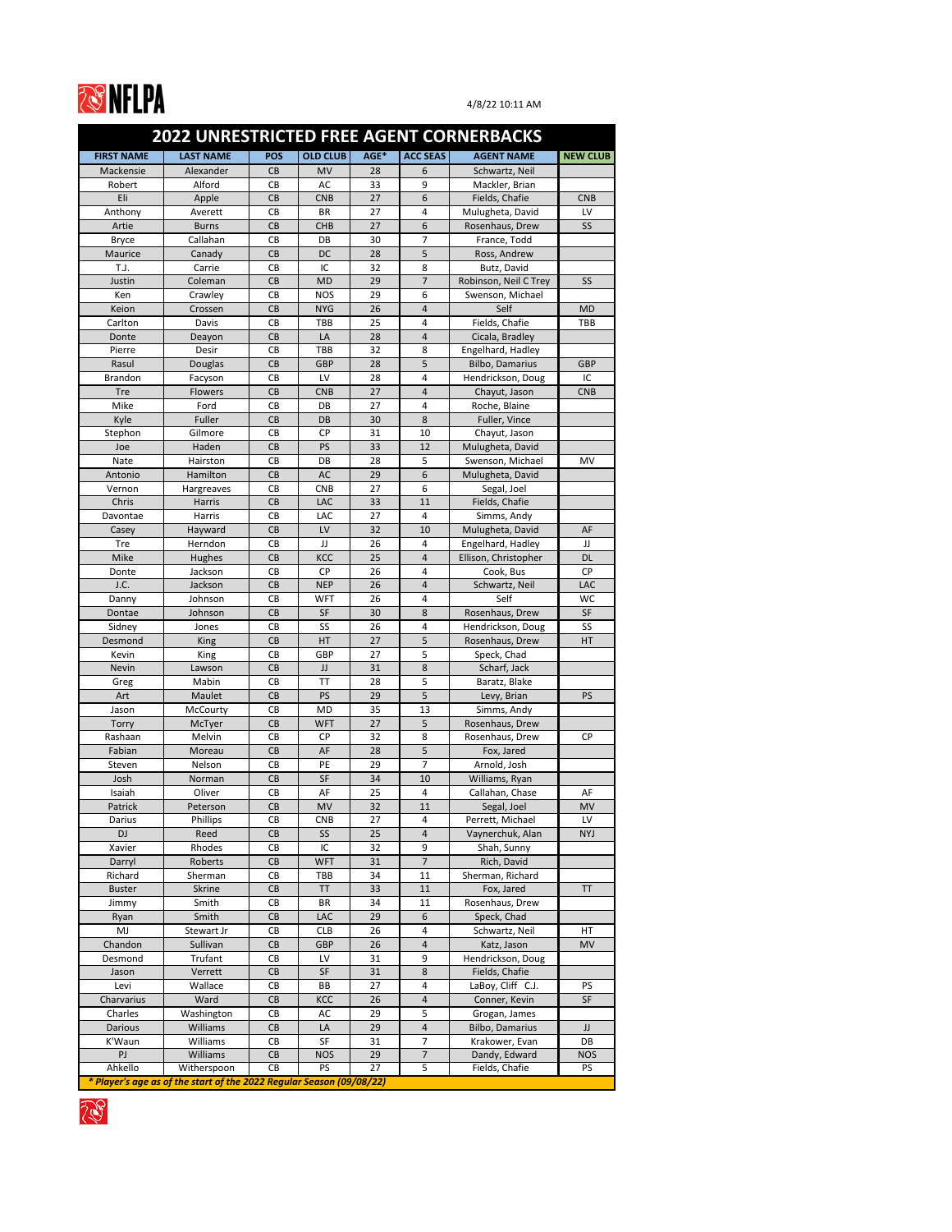4/8/22 10:11 AM

# 2022 UNRESTRICTED FREE AGENT CORNERBACKS

| FIRST NAME | LAST NAME | POS | OLD CLUB | AGE* | ACC SEAS | AGENT NAME | NEW CLUB |
|---|---|---|---|---|---|---|---|
| Mackensie | Alexander | CB | MV | 28 | 6 | Schwartz, Neil | |
| Robert | Alford | CB | AC | 33 | 9 | Mackler, Brian | |
| Eli | Apple | CB | CNB | 27 | 6 | Fields, Chafie | CNB |
| Anthony | Averett | CB | BR | 27 | 4 | Mulugheta, David | LV |
| Artie | Burns | CB | CHB | 27 | 6 | Rosenhaus, Drew | SS |
| Bryce | Callahan | CB | DB | 30 | 7 | France, Todd | |
| Maurice | Canady | CB | DC | 28 | 5 | Ross, Andrew | |
| T.J. | Carrie | CB | IC | 32 | 8 | Butz, David | |
| Justin | Coleman | CB | MD | 29 | 7 | Robinson, Neil C Trey | SS |
| Ken | Crawley | CB | NOS | 29 | 6 | Swenson, Michael | |
| Keion | Crossen | CB | NYG | 26 | 4 | Self | MD |
| Carlton | Davis | CB | TBB | 25 | 4 | Fields, Chafie | TBB |
| Donte | Deayon | CB | LA | 28 | 4 | Cicala, Bradley | |
| Pierre | Desir | CB | TBB | 32 | 8 | Engelhard, Hadley | |
| Rasul | Douglas | CB | GBP | 28 | 5 | Bilbo, Damarius | GBP |
| Brandon | Facyson | CB | LV | 28 | 4 | Hendrickson, Doug | IC |
| Tre | Flowers | CB | CNB | 27 | 4 | Chayut, Jason | CNB |
| Mike | Ford | CB | DB | 27 | 4 | Roche, Blaine | |
| Kyle | Fuller | CB | DB | 30 | 8 | Fuller, Vince | |
| Stephon | Gilmore | CB | CP | 31 | 10 | Chayut, Jason | |
| Joe | Haden | CB | PS | 33 | 12 | Mulugheta, David | |
| Nate | Hairston | CB | DB | 28 | 5 | Swenson, Michael | MV |
| Antonio | Hamilton | CB | AC | 29 | 6 | Mulugheta, David | |
| Vernon | Hargreaves | CB | CNB | 27 | 6 | Segal, Joel | |
| Chris | Harris | CB | LAC | 33 | 11 | Fields, Chafie | |
| Davontae | Harris | CB | LAC | 27 | 4 | Simms, Andy | |
| Casey | Hayward | CB | LV | 32 | 10 | Mulugheta, David | AF |
| Tre | Herndon | CB | JJ | 26 | 4 | Engelhard, Hadley | JJ |
| Mike | Hughes | CB | KCC | 25 | 4 | Ellison, Christopher | DL |
| Donte | Jackson | CB | CP | 26 | 4 | Cook, Bus | CP |
| J.C. | Jackson | CB | NEP | 26 | 4 | Schwartz, Neil | LAC |
| Danny | Johnson | CB | WFT | 26 | 4 | Self | WC |
| Dontae | Johnson | CB | SF | 30 | 8 | Rosenhaus, Drew | SF |
| Sidney | Jones | CB | SS | 26 | 4 | Hendrickson, Doug | SS |
| Desmond | King | CB | HT | 27 | 5 | Rosenhaus, Drew | HT |
| Kevin | King | CB | GBP | 27 | 5 | Speck, Chad | |
| Nevin | Lawson | CB | JJ | 31 | 8 | Scharf, Jack | |
| Greg | Mabin | CB | TT | 28 | 5 | Baratz, Blake | |
| Art | Maulet | CB | PS | 29 | 5 | Levy, Brian | PS |
| Jason | McCourty | CB | MD | 35 | 13 | Simms, Andy | |
| Torry | McTyer | CB | WFT | 27 | 5 | Rosenhaus, Drew | |
| Rashaan | Melvin | CB | CP | 32 | 8 | Rosenhaus, Drew | CP |
| Fabian | Moreau | CB | AF | 28 | 5 | Fox, Jared | |
| Steven | Nelson | CB | PE | 29 | 7 | Arnold, Josh | |
| Josh | Norman | CB | SF | 34 | 10 | Williams, Ryan | |
| Isaiah | Oliver | CB | AF | 25 | 4 | Callahan, Chase | AF |
| Patrick | Peterson | CB | MV | 32 | 11 | Segal, Joel | MV |
| Darius | Phillips | CB | CNB | 27 | 4 | Perrett, Michael | LV |
| DJ | Reed | CB | SS | 25 | 4 | Vaynerchuk, Alan | NYJ |
| Xavier | Rhodes | CB | IC | 32 | 9 | Shah, Sunny | |
| Darryl | Roberts | CB | WFT | 31 | 7 | Rich, David | |
| Richard | Sherman | CB | TBB | 34 | 11 | Sherman, Richard | |
| Buster | Skrine | CB | TT | 33 | 11 | Fox, Jared | TT |
| Jimmy | Smith | CB | BR | 34 | 11 | Rosenhaus, Drew | |
| Ryan | Smith | CB | LAC | 29 | 6 | Speck, Chad | |
| MJ | Stewart Jr | CB | CLB | 26 | 4 | Schwartz, Neil | HT |
| Chandon | Sullivan | CB | GBP | 26 | 4 | Katz, Jason | MV |
| Desmond | Trufant | CB | LV | 31 | 9 | Hendrickson, Doug | |
| Jason | Verrett | CB | SF | 31 | 8 | Fields, Chafie | |
| Levi | Wallace | CB | BB | 27 | 4 | LaBoy, Cliff C.J. | PS |
| Charvarius | Ward | CB | KCC | 26 | 4 | Conner, Kevin | SF |
| Charles | Washington | CB | AC | 29 | 5 | Grogan, James | |
| Darious | Williams | CB | LA | 29 | 4 | Bilbo, Damarius | JJ |
| K'Waun | Williams | CB | SF | 31 | 7 | Krakower, Evan | DB |
| PJ | Williams | CB | NOS | 29 | 7 | Dandy, Edward | NOS |
| Ahkello | Witherspoon | CB | PS | 27 | 5 | Fields, Chafie | PS |

*\* Player's age as of the start of the 2022 Regular Season (09/08/22)*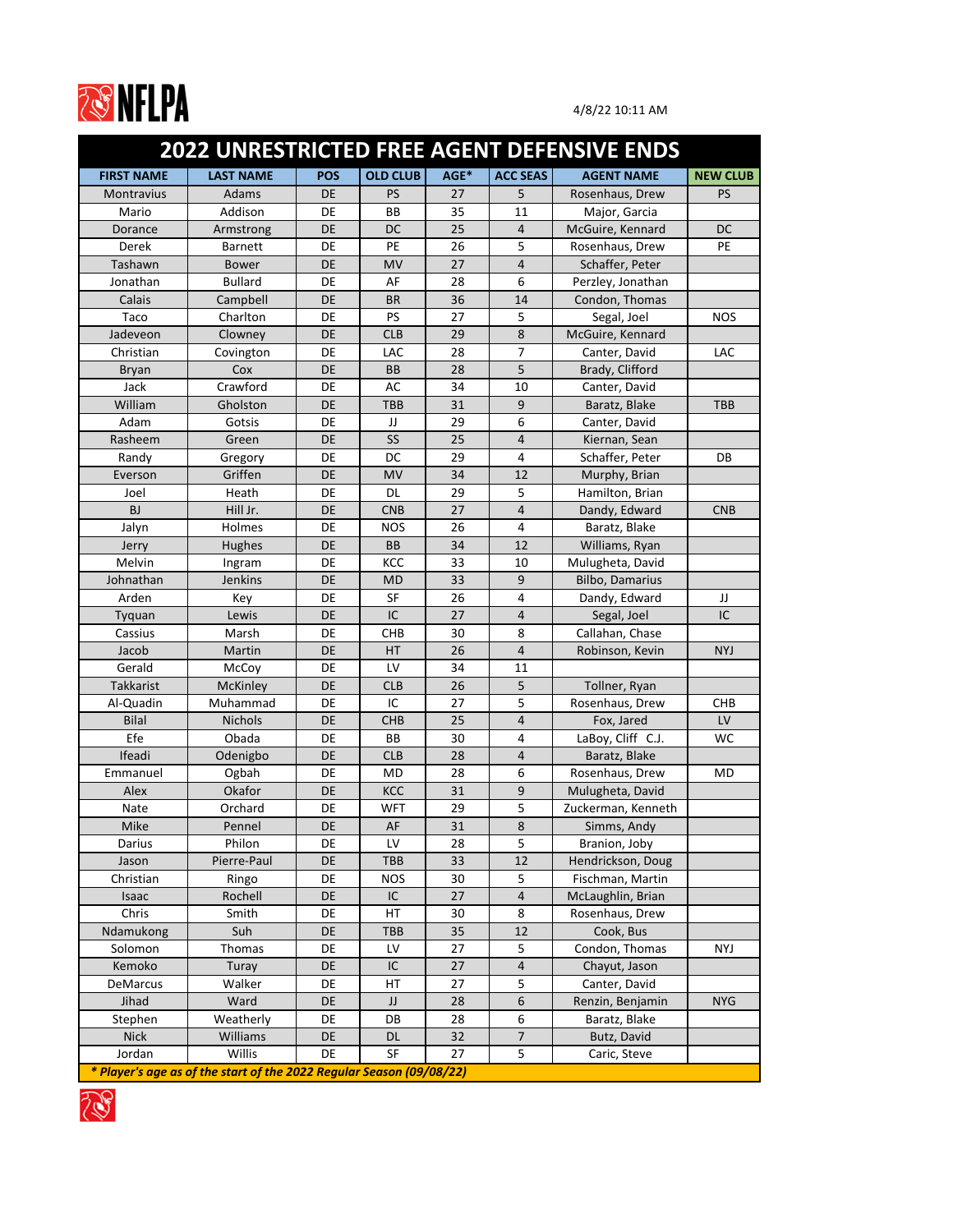NFLPA

4/8/22 10:11 AM

# 2022 UNRESTRICTED FREE AGENT DEFENSIVE ENDS

| FIRST NAME | LAST NAME | POS | OLD CLUB | AGE* | ACC SEAS | AGENT NAME | NEW CLUB |
|---|---|---|---|---|---|---|---|
| Montravius | Adams | DE | PS | 27 | 5 | Rosenhaus, Drew | PS |
| Mario | Addison | DE | BB | 35 | 11 | Major, Garcia | |
| Dorance | Armstrong | DE | DC | 25 | 4 | McGuire, Kennard | DC |
| Derek | Barnett | DE | PE | 26 | 5 | Rosenhaus, Drew | PE |
| Tashawn | Bower | DE | MV | 27 | 4 | Schaffer, Peter | |
| Jonathan | Bullard | DE | AF | 28 | 6 | Perzley, Jonathan | |
| Calais | Campbell | DE | BR | 36 | 14 | Condon, Thomas | |
| Taco | Charlton | DE | PS | 27 | 5 | Segal, Joel | NOS |
| Jadeveon | Clowney | DE | CLB | 29 | 8 | McGuire, Kennard | |
| Christian | Covington | DE | LAC | 28 | 7 | Canter, David | LAC |
| Bryan | Cox | DE | BB | 28 | 5 | Brady, Clifford | |
| Jack | Crawford | DE | AC | 34 | 10 | Canter, David | |
| William | Gholston | DE | TBB | 31 | 9 | Baratz, Blake | TBB |
| Adam | Gotsis | DE | JJ | 29 | 6 | Canter, David | |
| Rasheem | Green | DE | SS | 25 | 4 | Kiernan, Sean | |
| Randy | Gregory | DE | DC | 29 | 4 | Schaffer, Peter | DB |
| Everson | Griffen | DE | MV | 34 | 12 | Murphy, Brian | |
| Joel | Heath | DE | DL | 29 | 5 | Hamilton, Brian | |
| BJ | Hill Jr. | DE | CNB | 27 | 4 | Dandy, Edward | CNB |
| Jalyn | Holmes | DE | NOS | 26 | 4 | Baratz, Blake | |
| Jerry | Hughes | DE | BB | 34 | 12 | Williams, Ryan | |
| Melvin | Ingram | DE | KCC | 33 | 10 | Mulugheta, David | |
| Johnathan | Jenkins | DE | MD | 33 | 9 | Bilbo, Damarius | |
| Arden | Key | DE | SF | 26 | 4 | Dandy, Edward | JJ |
| Tyquan | Lewis | DE | IC | 27 | 4 | Segal, Joel | IC |
| Cassius | Marsh | DE | CHB | 30 | 8 | Callahan, Chase | |
| Jacob | Martin | DE | HT | 26 | 4 | Robinson, Kevin | NYJ |
| Gerald | McCoy | DE | LV | 34 | 11 | | |
| Takkarist | McKinley | DE | CLB | 26 | 5 | Tollner, Ryan | |
| Al-Quadin | Muhammad | DE | IC | 27 | 5 | Rosenhaus, Drew | CHB |
| Bilal | Nichols | DE | CHB | 25 | 4 | Fox, Jared | LV |
| Efe | Obada | DE | BB | 30 | 4 | LaBoy, Cliff C.J. | WC |
| Ifeadi | Odenigbo | DE | CLB | 28 | 4 | Baratz, Blake | |
| Emmanuel | Ogbah | DE | MD | 28 | 6 | Rosenhaus, Drew | MD |
| Alex | Okafor | DE | KCC | 31 | 9 | Mulugheta, David | |
| Nate | Orchard | DE | WFT | 29 | 5 | Zuckerman, Kenneth | |
| Mike | Pennel | DE | AF | 31 | 8 | Simms, Andy | |
| Darius | Philon | DE | LV | 28 | 5 | Branion, Joby | |
| Jason | Pierre-Paul | DE | TBB | 33 | 12 | Hendrickson, Doug | |
| Christian | Ringo | DE | NOS | 30 | 5 | Fischman, Martin | |
| Isaac | Rochell | DE | IC | 27 | 4 | McLaughlin, Brian | |
| Chris | Smith | DE | HT | 30 | 8 | Rosenhaus, Drew | |
| Ndamukong | Suh | DE | TBB | 35 | 12 | Cook, Bus | |
| Solomon | Thomas | DE | LV | 27 | 5 | Condon, Thomas | NYJ |
| Kemoko | Turay | DE | IC | 27 | 4 | Chayut, Jason | |
| DeMarcus | Walker | DE | HT | 27 | 5 | Canter, David | |
| Jihad | Ward | DE | JJ | 28 | 6 | Renzin, Benjamin | NYG |
| Stephen | Weatherly | DE | DB | 28 | 6 | Baratz, Blake | |
| Nick | Williams | DE | DL | 32 | 7 | Butz, David | |
| Jordan | Willis | DE | SF | 27 | 5 | Caric, Steve | |

*** Player's age as of the start of the 2022 Regular Season (09/08/22)**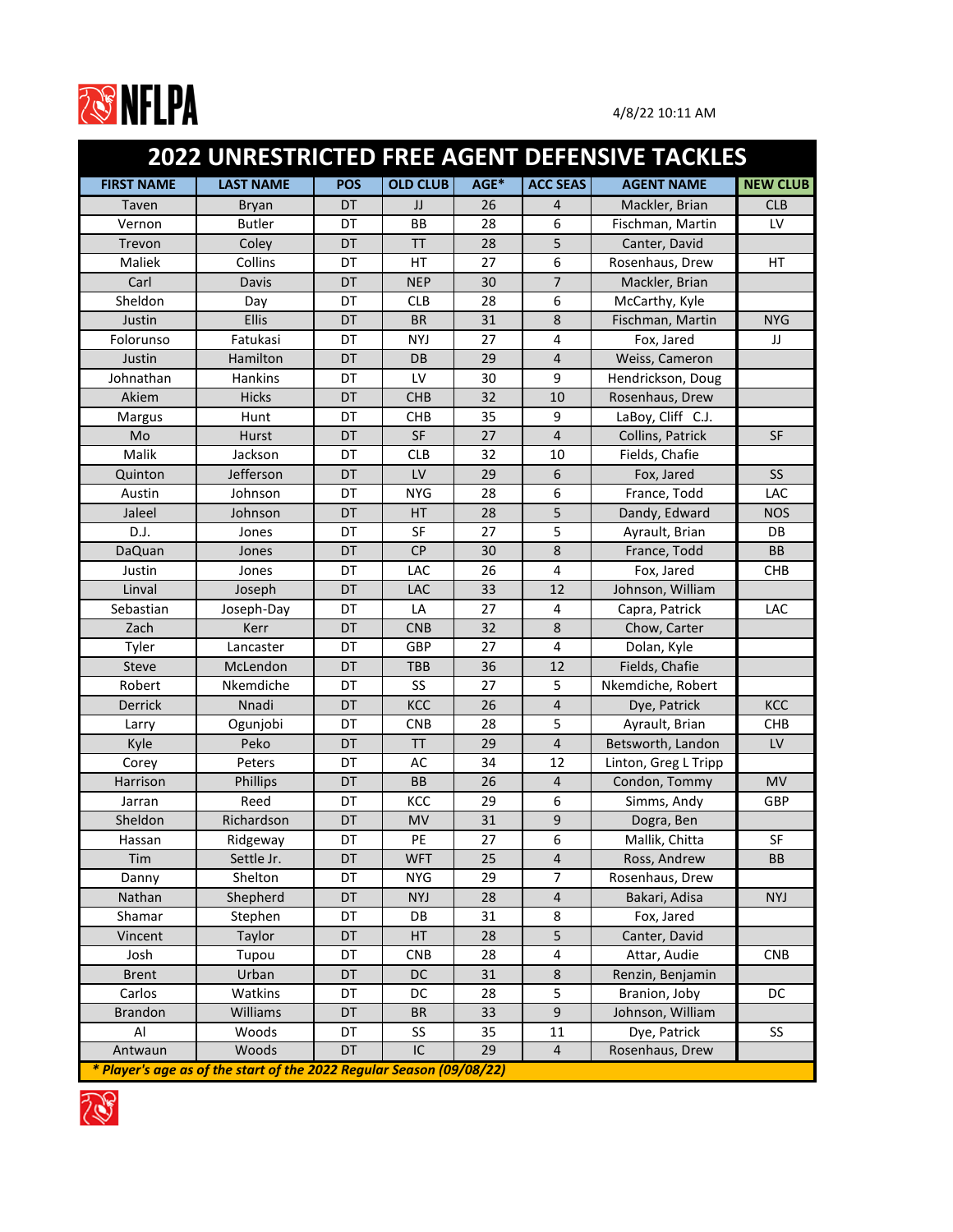NFLPA

4/8/22 10:11 AM

# 2022 UNRESTRICTED FREE AGENT DEFENSIVE TACKLES

| FIRST NAME | LAST NAME | POS | OLD CLUB | AGE* | ACC SEAS | AGENT NAME | NEW CLUB |
|---|---|---|---|---|---|---|---|
| Taven | Bryan | DT | JJ | 26 | 4 | Mackler, Brian | CLB |
| Vernon | Butler | DT | BB | 28 | 6 | Fischman, Martin | LV |
| Trevon | Coley | DT | TT | 28 | 5 | Canter, David | |
| Maliek | Collins | DT | HT | 27 | 6 | Rosenhaus, Drew | HT |
| Carl | Davis | DT | NEP | 30 | 7 | Mackler, Brian | |
| Sheldon | Day | DT | CLB | 28 | 6 | McCarthy, Kyle | |
| Justin | Ellis | DT | BR | 31 | 8 | Fischman, Martin | NYG |
| Folorunso | Fatukasi | DT | NYJ | 27 | 4 | Fox, Jared | JJ |
| Justin | Hamilton | DT | DB | 29 | 4 | Weiss, Cameron | |
| Johnathan | Hankins | DT | LV | 30 | 9 | Hendrickson, Doug | |
| Akiem | Hicks | DT | CHB | 32 | 10 | Rosenhaus, Drew | |
| Margus | Hunt | DT | CHB | 35 | 9 | LaBoy, Cliff C.J. | |
| Mo | Hurst | DT | SF | 27 | 4 | Collins, Patrick | SF |
| Malik | Jackson | DT | CLB | 32 | 10 | Fields, Chafie | |
| Quinton | Jefferson | DT | LV | 29 | 6 | Fox, Jared | SS |
| Austin | Johnson | DT | NYG | 28 | 6 | France, Todd | LAC |
| Jaleel | Johnson | DT | HT | 28 | 5 | Dandy, Edward | NOS |
| D.J. | Jones | DT | SF | 27 | 5 | Ayrault, Brian | DB |
| DaQuan | Jones | DT | CP | 30 | 8 | France, Todd | BB |
| Justin | Jones | DT | LAC | 26 | 4 | Fox, Jared | CHB |
| Linval | Joseph | DT | LAC | 33 | 12 | Johnson, William | |
| Sebastian | Joseph-Day | DT | LA | 27 | 4 | Capra, Patrick | LAC |
| Zach | Kerr | DT | CNB | 32 | 8 | Chow, Carter | |
| Tyler | Lancaster | DT | GBP | 27 | 4 | Dolan, Kyle | |
| Steve | McLendon | DT | TBB | 36 | 12 | Fields, Chafie | |
| Robert | Nkemdiche | DT | SS | 27 | 5 | Nkemdiche, Robert | |
| Derrick | Nnadi | DT | KCC | 26 | 4 | Dye, Patrick | KCC |
| Larry | Ogunjobi | DT | CNB | 28 | 5 | Ayrault, Brian | CHB |
| Kyle | Peko | DT | TT | 29 | 4 | Betsworth, Landon | LV |
| Corey | Peters | DT | AC | 34 | 12 | Linton, Greg L Tripp | |
| Harrison | Phillips | DT | BB | 26 | 4 | Condon, Tommy | MV |
| Jarran | Reed | DT | KCC | 29 | 6 | Simms, Andy | GBP |
| Sheldon | Richardson | DT | MV | 31 | 9 | Dogra, Ben | |
| Hassan | Ridgeway | DT | PE | 27 | 6 | Mallik, Chitta | SF |
| Tim | Settle Jr. | DT | WFT | 25 | 4 | Ross, Andrew | BB |
| Danny | Shelton | DT | NYG | 29 | 7 | Rosenhaus, Drew | |
| Nathan | Shepherd | DT | NYJ | 28 | 4 | Bakari, Adisa | NYJ |
| Shamar | Stephen | DT | DB | 31 | 8 | Fox, Jared | |
| Vincent | Taylor | DT | HT | 28 | 5 | Canter, David | |
| Josh | Tupou | DT | CNB | 28 | 4 | Attar, Audie | CNB |
| Brent | Urban | DT | DC | 31 | 8 | Renzin, Benjamin | |
| Carlos | Watkins | DT | DC | 28 | 5 | Branion, Joby | DC |
| Brandon | Williams | DT | BR | 33 | 9 | Johnson, William | |
| Al | Woods | DT | SS | 35 | 11 | Dye, Patrick | SS |
| Antwaun | Woods | DT | IC | 29 | 4 | Rosenhaus, Drew | |

***\* Player's age as of the start of the 2022 Regular Season (09/08/22)***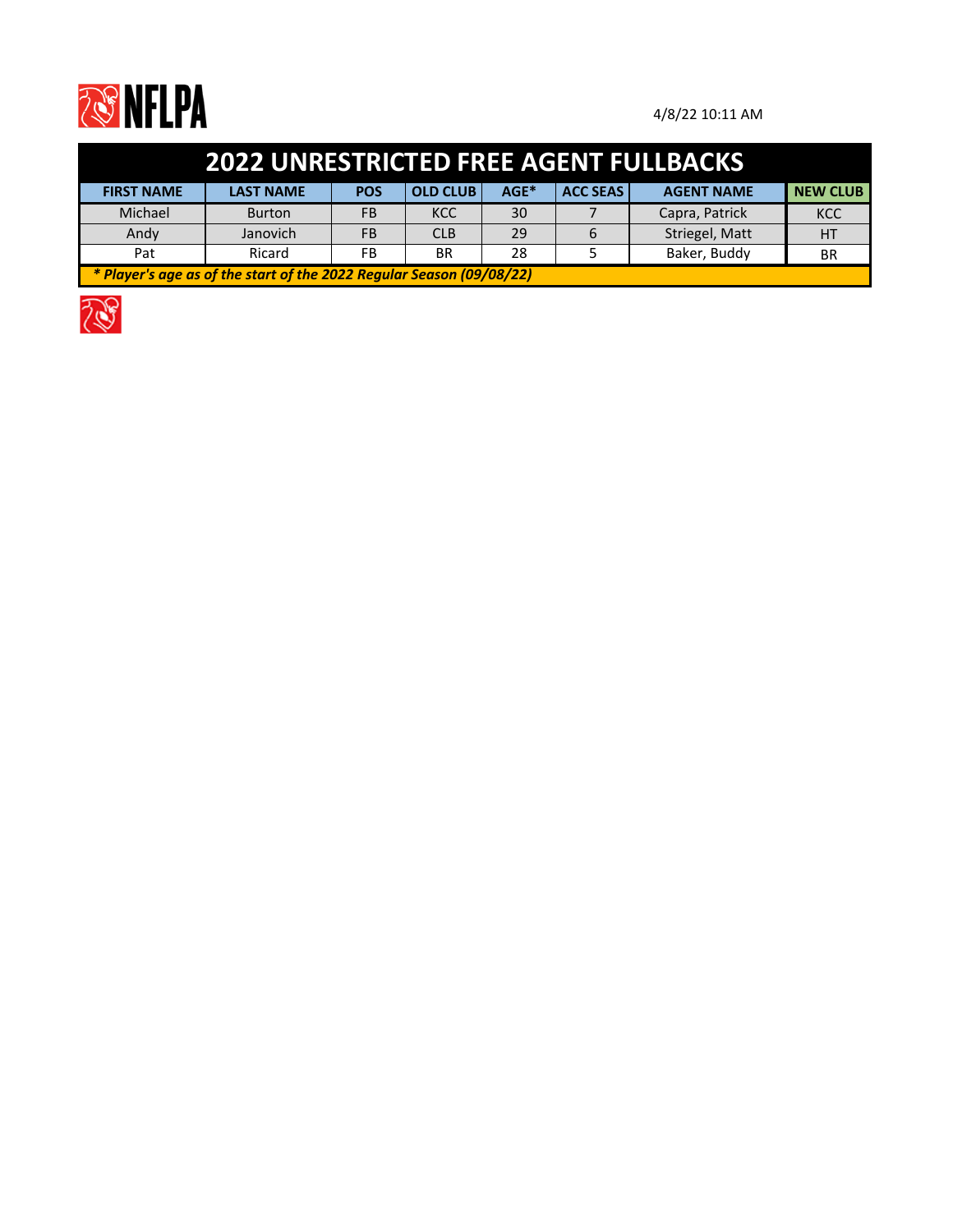4/8/22 10:11 AM

## 2022 UNRESTRICTED FREE AGENT FULLBACKS

| FIRST NAME | LAST NAME | POS | OLD CLUB | AGE* | ACC SEAS | AGENT NAME | NEW CLUB |
|---|---|---|---|---|---|---|---|
| Michael | Burton | FB | KCC | 30 | 7 | Capra, Patrick | KCC |
| Andy | Janovich | FB | CLB | 29 | 6 | Striegel, Matt | HT |
| Pat | Ricard | FB | BR | 28 | 5 | Baker, Buddy | BR |

*** Player's age as of the start of the 2022 Regular Season (09/08/22)***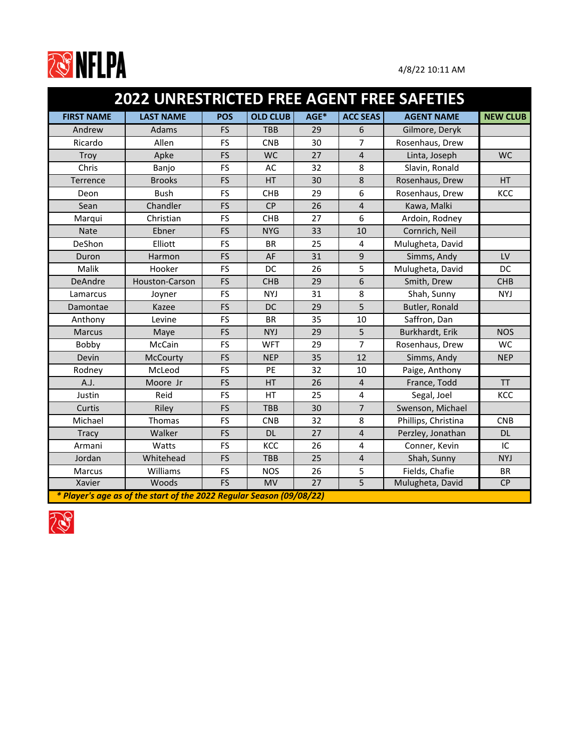NFLPA

4/8/22 10:11 AM

# 2022 UNRESTRICTED FREE AGENT FREE SAFETIES

| FIRST NAME | LAST NAME | POS | OLD CLUB | AGE* | ACC SEAS | AGENT NAME | NEW CLUB |
|---|---|---|---|---|---|---|---|
| Andrew | Adams | FS | TBB | 29 | 6 | Gilmore, Deryk | |
| Ricardo | Allen | FS | CNB | 30 | 7 | Rosenhaus, Drew | |
| Troy | Apke | FS | WC | 27 | 4 | Linta, Joseph | WC |
| Chris | Banjo | FS | AC | 32 | 8 | Slavin, Ronald | |
| Terrence | Brooks | FS | HT | 30 | 8 | Rosenhaus, Drew | HT |
| Deon | Bush | FS | CHB | 29 | 6 | Rosenhaus, Drew | KCC |
| Sean | Chandler | FS | CP | 26 | 4 | Kawa, Malki | |
| Marqui | Christian | FS | CHB | 27 | 6 | Ardoin, Rodney | |
| Nate | Ebner | FS | NYG | 33 | 10 | Cornrich, Neil | |
| DeShon | Elliott | FS | BR | 25 | 4 | Mulugheta, David | |
| Duron | Harmon | FS | AF | 31 | 9 | Simms, Andy | LV |
| Malik | Hooker | FS | DC | 26 | 5 | Mulugheta, David | DC |
| DeAndre | Houston-Carson | FS | CHB | 29 | 6 | Smith, Drew | CHB |
| Lamarcus | Joyner | FS | NYJ | 31 | 8 | Shah, Sunny | NYJ |
| Damontae | Kazee | FS | DC | 29 | 5 | Butler, Ronald | |
| Anthony | Levine | FS | BR | 35 | 10 | Saffron, Dan | |
| Marcus | Maye | FS | NYJ | 29 | 5 | Burkhardt, Erik | NOS |
| Bobby | McCain | FS | WFT | 29 | 7 | Rosenhaus, Drew | WC |
| Devin | McCourty | FS | NEP | 35 | 12 | Simms, Andy | NEP |
| Rodney | McLeod | FS | PE | 32 | 10 | Paige, Anthony | |
| A.J. | Moore Jr | FS | HT | 26 | 4 | France, Todd | TT |
| Justin | Reid | FS | HT | 25 | 4 | Segal, Joel | KCC |
| Curtis | Riley | FS | TBB | 30 | 7 | Swenson, Michael | |
| Michael | Thomas | FS | CNB | 32 | 8 | Phillips, Christina | CNB |
| Tracy | Walker | FS | DL | 27 | 4 | Perzley, Jonathan | DL |
| Armani | Watts | FS | KCC | 26 | 4 | Conner, Kevin | IC |
| Jordan | Whitehead | FS | TBB | 25 | 4 | Shah, Sunny | NYJ |
| Marcus | Williams | FS | NOS | 26 | 5 | Fields, Chafie | BR |
| Xavier | Woods | FS | MV | 27 | 5 | Mulugheta, David | CP |

*** Player's age as of the start of the 2022 Regular Season (09/08/22)***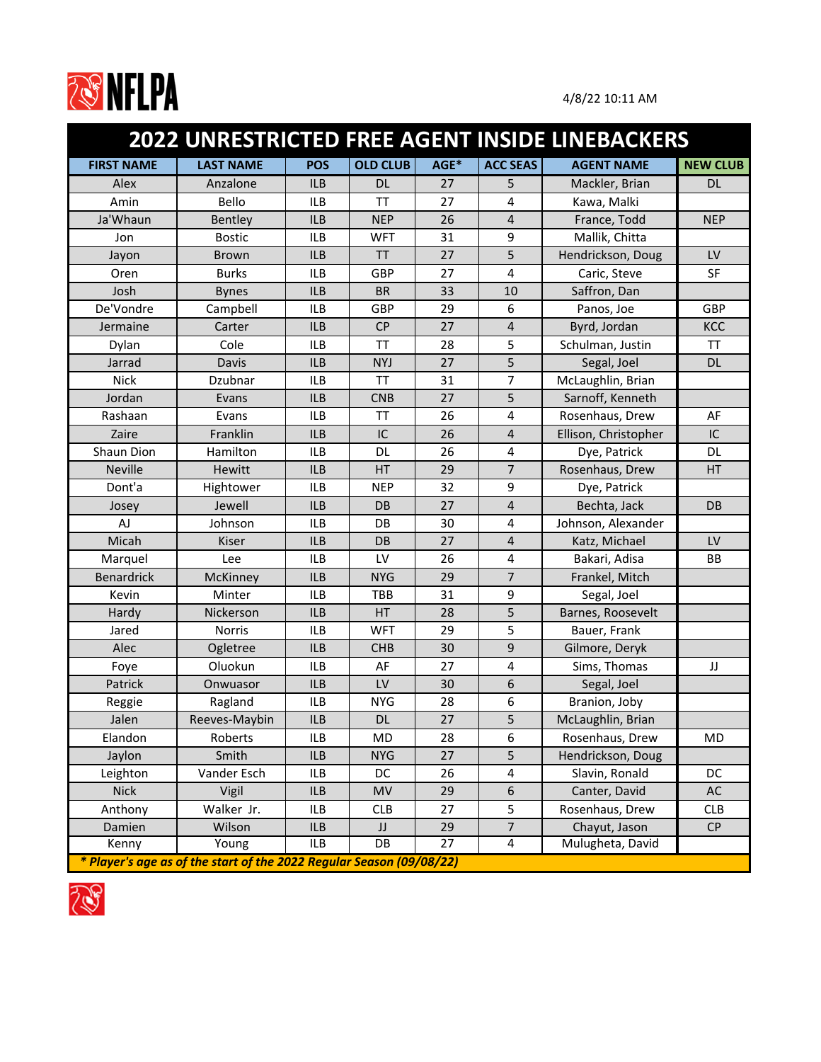NFLPA

4/8/22 10:11 AM

# 2022 UNRESTRICTED FREE AGENT INSIDE LINEBACKERS

| FIRST NAME | LAST NAME | POS | OLD CLUB | AGE* | ACC SEAS | AGENT NAME | NEW CLUB |
|---|---|---|---|---|---|---|---|
| Alex | Anzalone | ILB | DL | 27 | 5 | Mackler, Brian | DL |
| Amin | Bello | ILB | TT | 27 | 4 | Kawa, Malki | |
| Ja'Whaun | Bentley | ILB | NEP | 26 | 4 | France, Todd | NEP |
| Jon | Bostic | ILB | WFT | 31 | 9 | Mallik, Chitta | |
| Jayon | Brown | ILB | TT | 27 | 5 | Hendrickson, Doug | LV |
| Oren | Burks | ILB | GBP | 27 | 4 | Caric, Steve | SF |
| Josh | Bynes | ILB | BR | 33 | 10 | Saffron, Dan | |
| De'Vondre | Campbell | ILB | GBP | 29 | 6 | Panos, Joe | GBP |
| Jermaine | Carter | ILB | CP | 27 | 4 | Byrd, Jordan | KCC |
| Dylan | Cole | ILB | TT | 28 | 5 | Schulman, Justin | TT |
| Jarrad | Davis | ILB | NYJ | 27 | 5 | Segal, Joel | DL |
| Nick | Dzubnar | ILB | TT | 31 | 7 | McLaughlin, Brian | |
| Jordan | Evans | ILB | CNB | 27 | 5 | Sarnoff, Kenneth | |
| Rashaan | Evans | ILB | TT | 26 | 4 | Rosenhaus, Drew | AF |
| Zaire | Franklin | ILB | IC | 26 | 4 | Ellison, Christopher | IC |
| Shaun Dion | Hamilton | ILB | DL | 26 | 4 | Dye, Patrick | DL |
| Neville | Hewitt | ILB | HT | 29 | 7 | Rosenhaus, Drew | HT |
| Dont'a | Hightower | ILB | NEP | 32 | 9 | Dye, Patrick | |
| Josey | Jewell | ILB | DB | 27 | 4 | Bechta, Jack | DB |
| AJ | Johnson | ILB | DB | 30 | 4 | Johnson, Alexander | |
| Micah | Kiser | ILB | DB | 27 | 4 | Katz, Michael | LV |
| Marquel | Lee | ILB | LV | 26 | 4 | Bakari, Adisa | BB |
| Benardrick | McKinney | ILB | NYG | 29 | 7 | Frankel, Mitch | |
| Kevin | Minter | ILB | TBB | 31 | 9 | Segal, Joel | |
| Hardy | Nickerson | ILB | HT | 28 | 5 | Barnes, Roosevelt | |
| Jared | Norris | ILB | WFT | 29 | 5 | Bauer, Frank | |
| Alec | Ogletree | ILB | CHB | 30 | 9 | Gilmore, Deryk | |
| Foye | Oluokun | ILB | AF | 27 | 4 | Sims, Thomas | JJ |
| Patrick | Onwuasor | ILB | LV | 30 | 6 | Segal, Joel | |
| Reggie | Ragland | ILB | NYG | 28 | 6 | Branion, Joby | |
| Jalen | Reeves-Maybin | ILB | DL | 27 | 5 | McLaughlin, Brian | |
| Elandon | Roberts | ILB | MD | 28 | 6 | Rosenhaus, Drew | MD |
| Jaylon | Smith | ILB | NYG | 27 | 5 | Hendrickson, Doug | |
| Leighton | Vander Esch | ILB | DC | 26 | 4 | Slavin, Ronald | DC |
| Nick | Vigil | ILB | MV | 29 | 6 | Canter, David | AC |
| Anthony | Walker Jr. | ILB | CLB | 27 | 5 | Rosenhaus, Drew | CLB |
| Damien | Wilson | ILB | JJ | 29 | 7 | Chayut, Jason | CP |
| Kenny | Young | ILB | DB | 27 | 4 | Mulugheta, David | |

*** Player's age as of the start of the 2022 Regular Season (09/08/22)**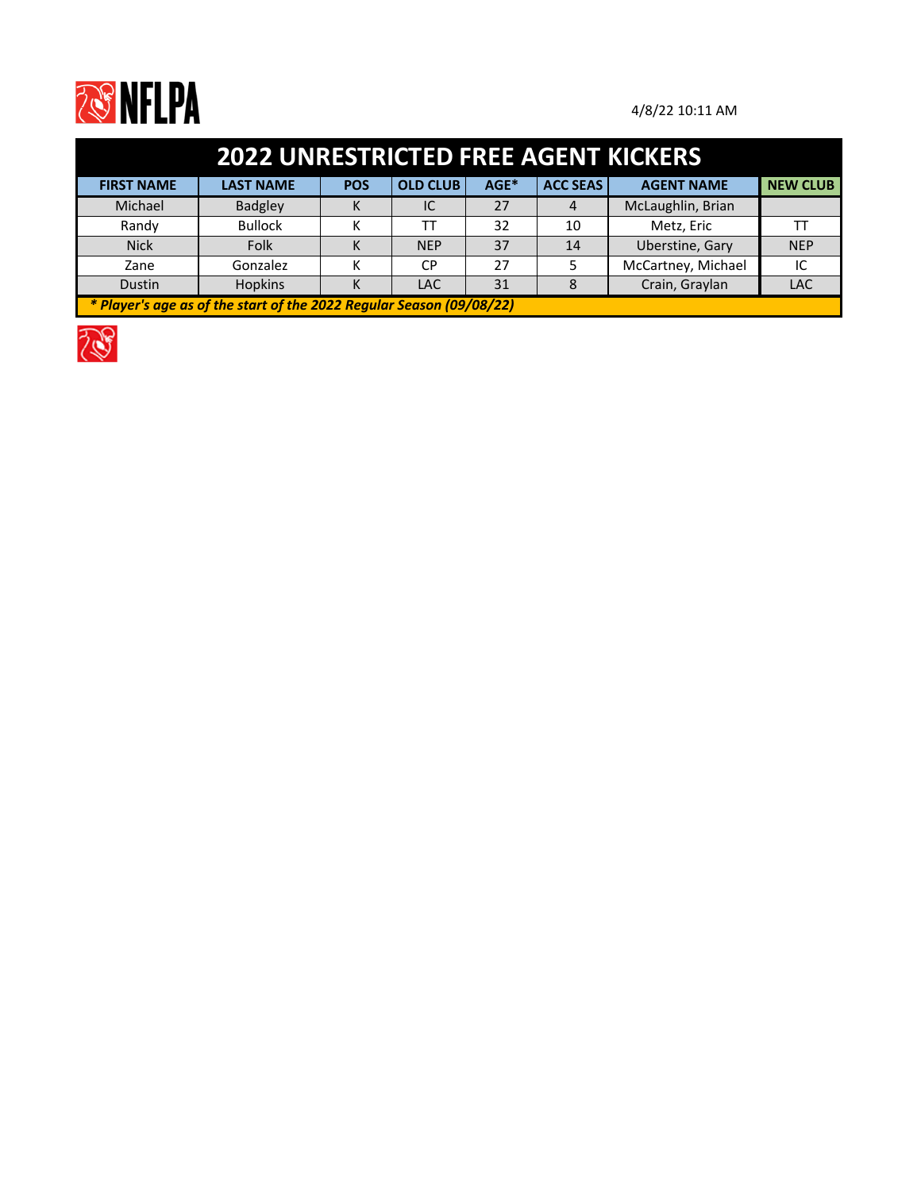NFLPA

4/8/22 10:11 AM

# 2022 UNRESTRICTED FREE AGENT KICKERS

| FIRST NAME | LAST NAME | POS | OLD CLUB | AGE* | ACC SEAS | AGENT NAME | NEW CLUB |
|---|---|---|---|---|---|---|---|
| Michael | Badgley | K | IC | 27 | 4 | McLaughlin, Brian | |
| Randy | Bullock | K | TT | 32 | 10 | Metz, Eric | TT |
| Nick | Folk | K | NEP | 37 | 14 | Uberstine, Gary | NEP |
| Zane | Gonzalez | K | CP | 27 | 5 | McCartney, Michael | IC |
| Dustin | Hopkins | K | LAC | 31 | 8 | Crain, Graylan | LAC |

*** Player's age as of the start of the 2022 Regular Season (09/08/22)***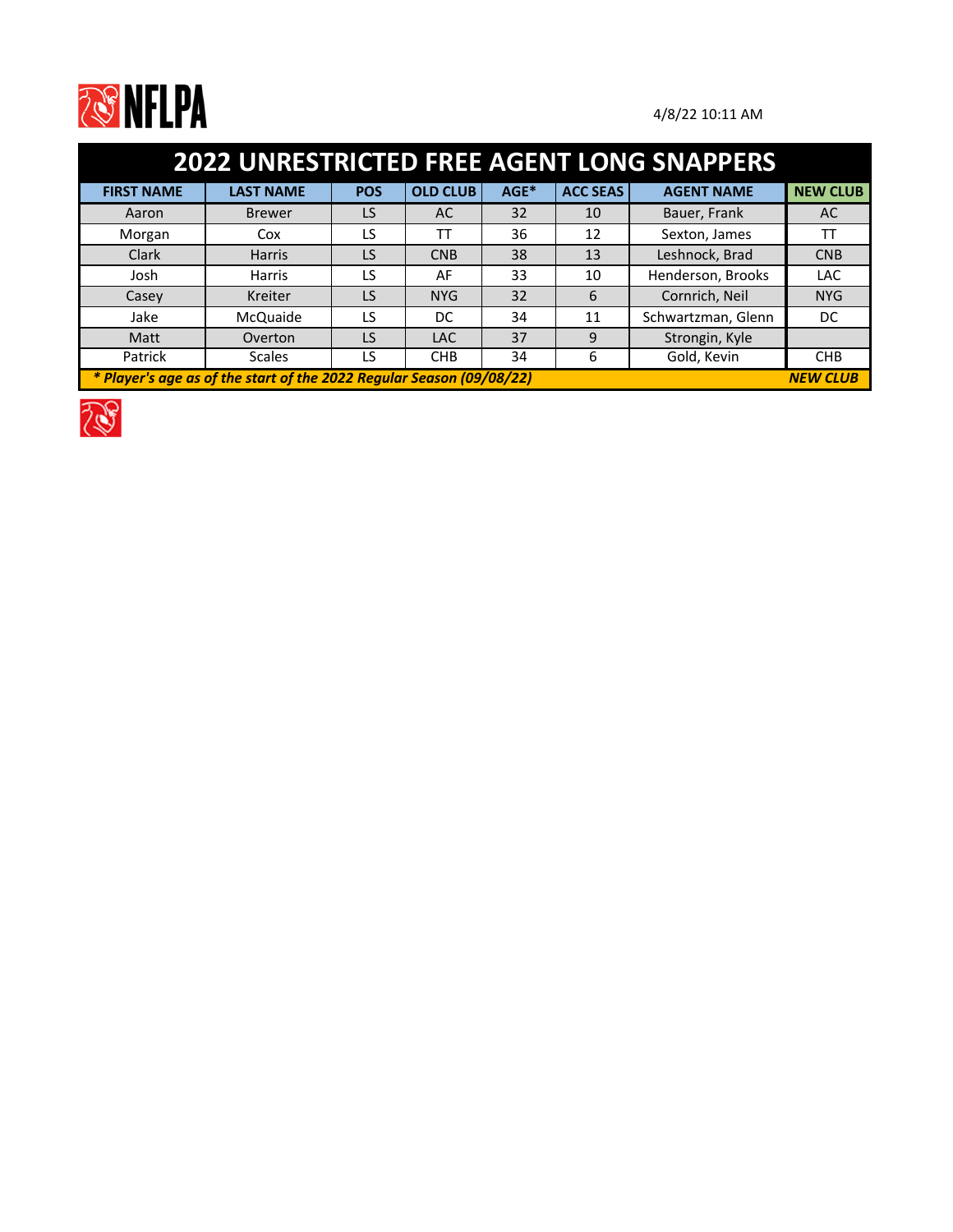NFLPA

4/8/22 10:11 AM

# 2022 UNRESTRICTED FREE AGENT LONG SNAPPERS

| FIRST NAME | LAST NAME | POS | OLD CLUB | AGE* | ACC SEAS | AGENT NAME | NEW CLUB |
|---|---|---|---|---|---|---|---|
| Aaron | Brewer | LS | AC | 32 | 10 | Bauer, Frank | AC |
| Morgan | Cox | LS | TT | 36 | 12 | Sexton, James | TT |
| Clark | Harris | LS | CNB | 38 | 13 | Leshnock, Brad | CNB |
| Josh | Harris | LS | AF | 33 | 10 | Henderson, Brooks | LAC |
| Casey | Kreiter | LS | NYG | 32 | 6 | Cornrich, Neil | NYG |
| Jake | McQuaide | LS | DC | 34 | 11 | Schwartzman, Glenn | DC |
| Matt | Overton | LS | LAC | 37 | 9 | Strongin, Kyle | |
| Patrick | Scales | LS | CHB | 34 | 6 | Gold, Kevin | CHB |

*** Player's age as of the start of the 2022 Regular Season (09/08/22)*** — ***NEW CLUB***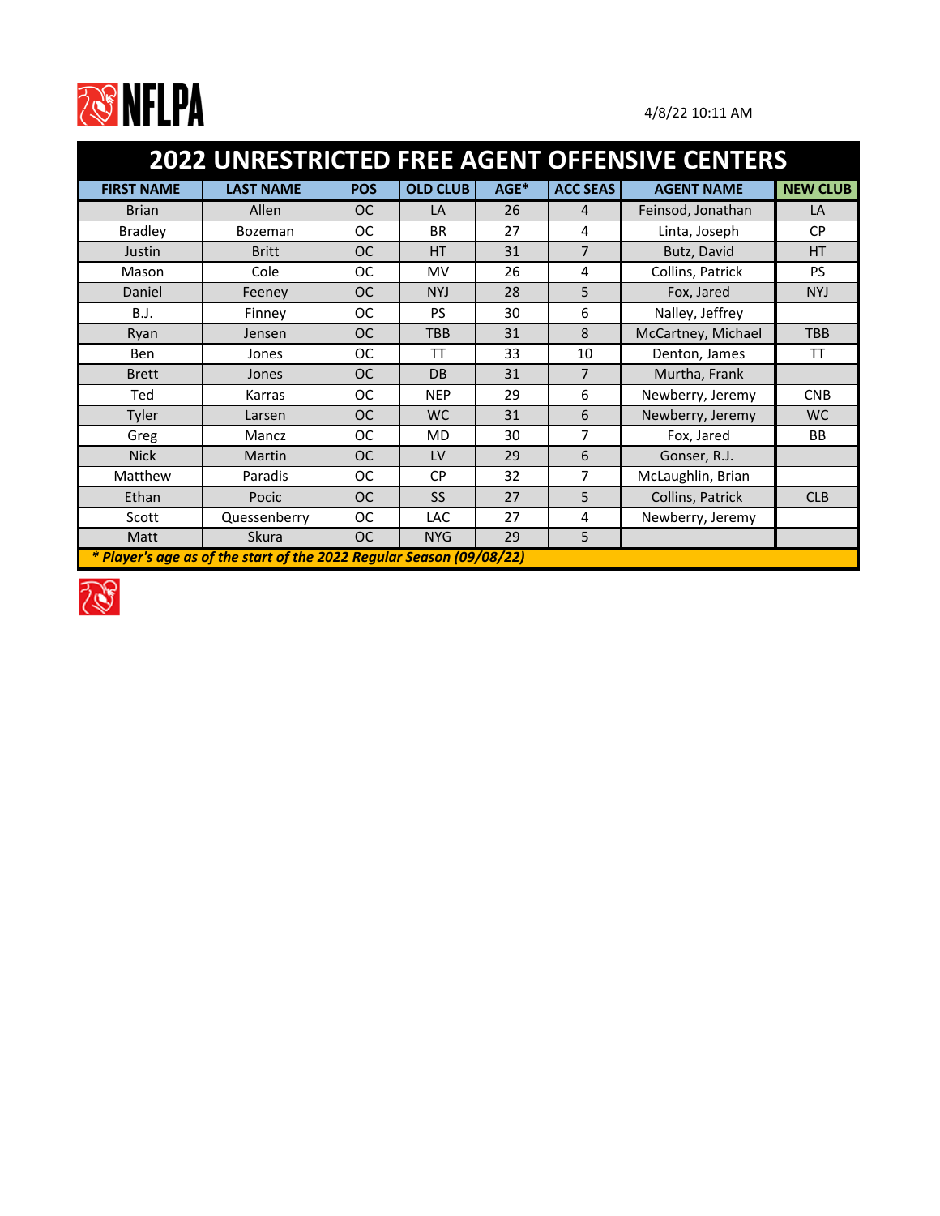NFLPA

4/8/22 10:11 AM

# 2022 UNRESTRICTED FREE AGENT OFFENSIVE CENTERS

| FIRST NAME | LAST NAME | POS | OLD CLUB | AGE* | ACC SEAS | AGENT NAME | NEW CLUB |
|---|---|---|---|---|---|---|---|
| Brian | Allen | OC | LA | 26 | 4 | Feinsod, Jonathan | LA |
| Bradley | Bozeman | OC | BR | 27 | 4 | Linta, Joseph | CP |
| Justin | Britt | OC | HT | 31 | 7 | Butz, David | HT |
| Mason | Cole | OC | MV | 26 | 4 | Collins, Patrick | PS |
| Daniel | Feeney | OC | NYJ | 28 | 5 | Fox, Jared | NYJ |
| B.J. | Finney | OC | PS | 30 | 6 | Nalley, Jeffrey | |
| Ryan | Jensen | OC | TBB | 31 | 8 | McCartney, Michael | TBB |
| Ben | Jones | OC | TT | 33 | 10 | Denton, James | TT |
| Brett | Jones | OC | DB | 31 | 7 | Murtha, Frank | |
| Ted | Karras | OC | NEP | 29 | 6 | Newberry, Jeremy | CNB |
| Tyler | Larsen | OC | WC | 31 | 6 | Newberry, Jeremy | WC |
| Greg | Mancz | OC | MD | 30 | 7 | Fox, Jared | BB |
| Nick | Martin | OC | LV | 29 | 6 | Gonser, R.J. | |
| Matthew | Paradis | OC | CP | 32 | 7 | McLaughlin, Brian | |
| Ethan | Pocic | OC | SS | 27 | 5 | Collins, Patrick | CLB |
| Scott | Quessenberry | OC | LAC | 27 | 4 | Newberry, Jeremy | |
| Matt | Skura | OC | NYG | 29 | 5 | | |

*\* Player's age as of the start of the 2022 Regular Season (09/08/22)*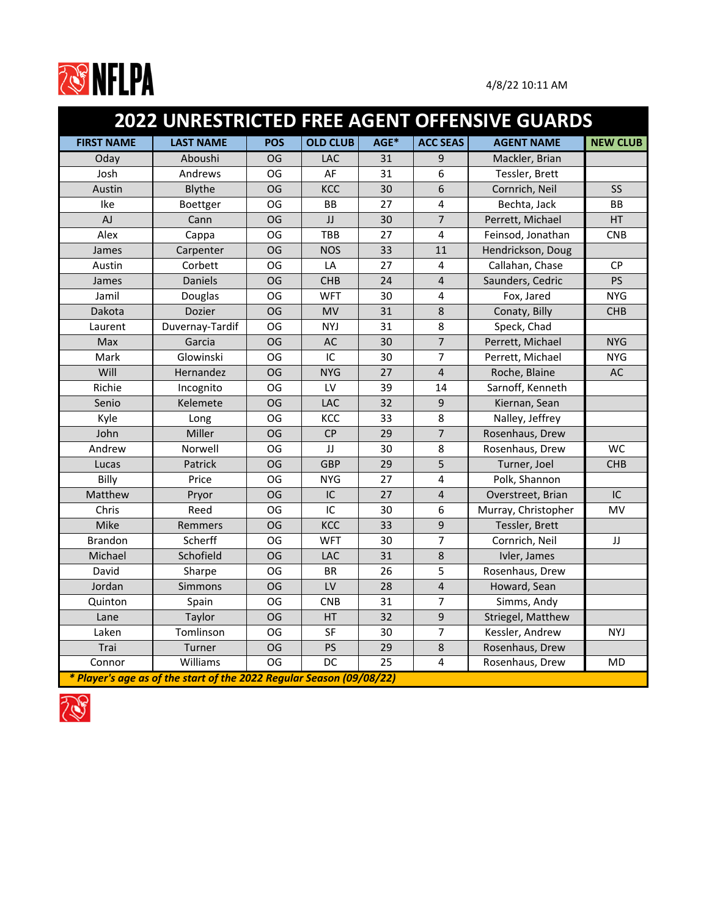NFLPA

4/8/22 10:11 AM

# 2022 UNRESTRICTED FREE AGENT OFFENSIVE GUARDS

| FIRST NAME | LAST NAME | POS | OLD CLUB | AGE* | ACC SEAS | AGENT NAME | NEW CLUB |
|---|---|---|---|---|---|---|---|
| Oday | Aboushi | OG | LAC | 31 | 9 | Mackler, Brian | |
| Josh | Andrews | OG | AF | 31 | 6 | Tessler, Brett | |
| Austin | Blythe | OG | KCC | 30 | 6 | Cornrich, Neil | SS |
| Ike | Boettger | OG | BB | 27 | 4 | Bechta, Jack | BB |
| AJ | Cann | OG | JJ | 30 | 7 | Perrett, Michael | HT |
| Alex | Cappa | OG | TBB | 27 | 4 | Feinsod, Jonathan | CNB |
| James | Carpenter | OG | NOS | 33 | 11 | Hendrickson, Doug | |
| Austin | Corbett | OG | LA | 27 | 4 | Callahan, Chase | CP |
| James | Daniels | OG | CHB | 24 | 4 | Saunders, Cedric | PS |
| Jamil | Douglas | OG | WFT | 30 | 4 | Fox, Jared | NYG |
| Dakota | Dozier | OG | MV | 31 | 8 | Conaty, Billy | CHB |
| Laurent | Duvernay-Tardif | OG | NYJ | 31 | 8 | Speck, Chad | |
| Max | Garcia | OG | AC | 30 | 7 | Perrett, Michael | NYG |
| Mark | Glowinski | OG | IC | 30 | 7 | Perrett, Michael | NYG |
| Will | Hernandez | OG | NYG | 27 | 4 | Roche, Blaine | AC |
| Richie | Incognito | OG | LV | 39 | 14 | Sarnoff, Kenneth | |
| Senio | Kelemete | OG | LAC | 32 | 9 | Kiernan, Sean | |
| Kyle | Long | OG | KCC | 33 | 8 | Nalley, Jeffrey | |
| John | Miller | OG | CP | 29 | 7 | Rosenhaus, Drew | |
| Andrew | Norwell | OG | JJ | 30 | 8 | Rosenhaus, Drew | WC |
| Lucas | Patrick | OG | GBP | 29 | 5 | Turner, Joel | CHB |
| Billy | Price | OG | NYG | 27 | 4 | Polk, Shannon | |
| Matthew | Pryor | OG | IC | 27 | 4 | Overstreet, Brian | IC |
| Chris | Reed | OG | IC | 30 | 6 | Murray, Christopher | MV |
| Mike | Remmers | OG | KCC | 33 | 9 | Tessler, Brett | |
| Brandon | Scherff | OG | WFT | 30 | 7 | Cornrich, Neil | JJ |
| Michael | Schofield | OG | LAC | 31 | 8 | Ivler, James | |
| David | Sharpe | OG | BR | 26 | 5 | Rosenhaus, Drew | |
| Jordan | Simmons | OG | LV | 28 | 4 | Howard, Sean | |
| Quinton | Spain | OG | CNB | 31 | 7 | Simms, Andy | |
| Lane | Taylor | OG | HT | 32 | 9 | Striegel, Matthew | |
| Laken | Tomlinson | OG | SF | 30 | 7 | Kessler, Andrew | NYJ |
| Trai | Turner | OG | PS | 29 | 8 | Rosenhaus, Drew | |
| Connor | Williams | OG | DC | 25 | 4 | Rosenhaus, Drew | MD |

*** Player's age as of the start of the 2022 Regular Season (09/08/22)**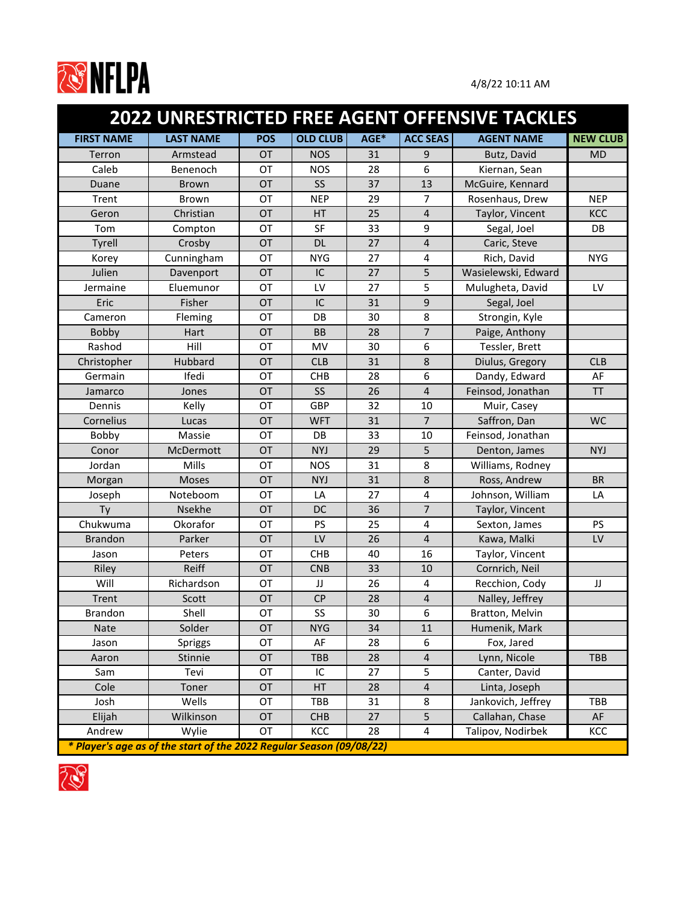NFLPA

4/8/22 10:11 AM

# 2022 UNRESTRICTED FREE AGENT OFFENSIVE TACKLES

| FIRST NAME | LAST NAME | POS | OLD CLUB | AGE* | ACC SEAS | AGENT NAME | NEW CLUB |
|---|---|---|---|---|---|---|---|
| Terron | Armstead | OT | NOS | 31 | 9 | Butz, David | MD |
| Caleb | Benenoch | OT | NOS | 28 | 6 | Kiernan, Sean | |
| Duane | Brown | OT | SS | 37 | 13 | McGuire, Kennard | |
| Trent | Brown | OT | NEP | 29 | 7 | Rosenhaus, Drew | NEP |
| Geron | Christian | OT | HT | 25 | 4 | Taylor, Vincent | KCC |
| Tom | Compton | OT | SF | 33 | 9 | Segal, Joel | DB |
| Tyrell | Crosby | OT | DL | 27 | 4 | Caric, Steve | |
| Korey | Cunningham | OT | NYG | 27 | 4 | Rich, David | NYG |
| Julien | Davenport | OT | IC | 27 | 5 | Wasielewski, Edward | |
| Jermaine | Eluemunor | OT | LV | 27 | 5 | Mulugheta, David | LV |
| Eric | Fisher | OT | IC | 31 | 9 | Segal, Joel | |
| Cameron | Fleming | OT | DB | 30 | 8 | Strongin, Kyle | |
| Bobby | Hart | OT | BB | 28 | 7 | Paige, Anthony | |
| Rashod | Hill | OT | MV | 30 | 6 | Tessler, Brett | |
| Christopher | Hubbard | OT | CLB | 31 | 8 | Diulus, Gregory | CLB |
| Germain | Ifedi | OT | CHB | 28 | 6 | Dandy, Edward | AF |
| Jamarco | Jones | OT | SS | 26 | 4 | Feinsod, Jonathan | TT |
| Dennis | Kelly | OT | GBP | 32 | 10 | Muir, Casey | |
| Cornelius | Lucas | OT | WFT | 31 | 7 | Saffron, Dan | WC |
| Bobby | Massie | OT | DB | 33 | 10 | Feinsod, Jonathan | |
| Conor | McDermott | OT | NYJ | 29 | 5 | Denton, James | NYJ |
| Jordan | Mills | OT | NOS | 31 | 8 | Williams, Rodney | |
| Morgan | Moses | OT | NYJ | 31 | 8 | Ross, Andrew | BR |
| Joseph | Noteboom | OT | LA | 27 | 4 | Johnson, William | LA |
| Ty | Nsekhe | OT | DC | 36 | 7 | Taylor, Vincent | |
| Chukwuma | Okorafor | OT | PS | 25 | 4 | Sexton, James | PS |
| Brandon | Parker | OT | LV | 26 | 4 | Kawa, Malki | LV |
| Jason | Peters | OT | CHB | 40 | 16 | Taylor, Vincent | |
| Riley | Reiff | OT | CNB | 33 | 10 | Cornrich, Neil | |
| Will | Richardson | OT | JJ | 26 | 4 | Recchion, Cody | JJ |
| Trent | Scott | OT | CP | 28 | 4 | Nalley, Jeffrey | |
| Brandon | Shell | OT | SS | 30 | 6 | Bratton, Melvin | |
| Nate | Solder | OT | NYG | 34 | 11 | Humenik, Mark | |
| Jason | Spriggs | OT | AF | 28 | 6 | Fox, Jared | |
| Aaron | Stinnie | OT | TBB | 28 | 4 | Lynn, Nicole | TBB |
| Sam | Tevi | OT | IC | 27 | 5 | Canter, David | |
| Cole | Toner | OT | HT | 28 | 4 | Linta, Joseph | |
| Josh | Wells | OT | TBB | 31 | 8 | Jankovich, Jeffrey | TBB |
| Elijah | Wilkinson | OT | CHB | 27 | 5 | Callahan, Chase | AF |
| Andrew | Wylie | OT | KCC | 28 | 4 | Talipov, Nodirbek | KCC |

*** Player's age as of the start of the 2022 Regular Season (09/08/22)***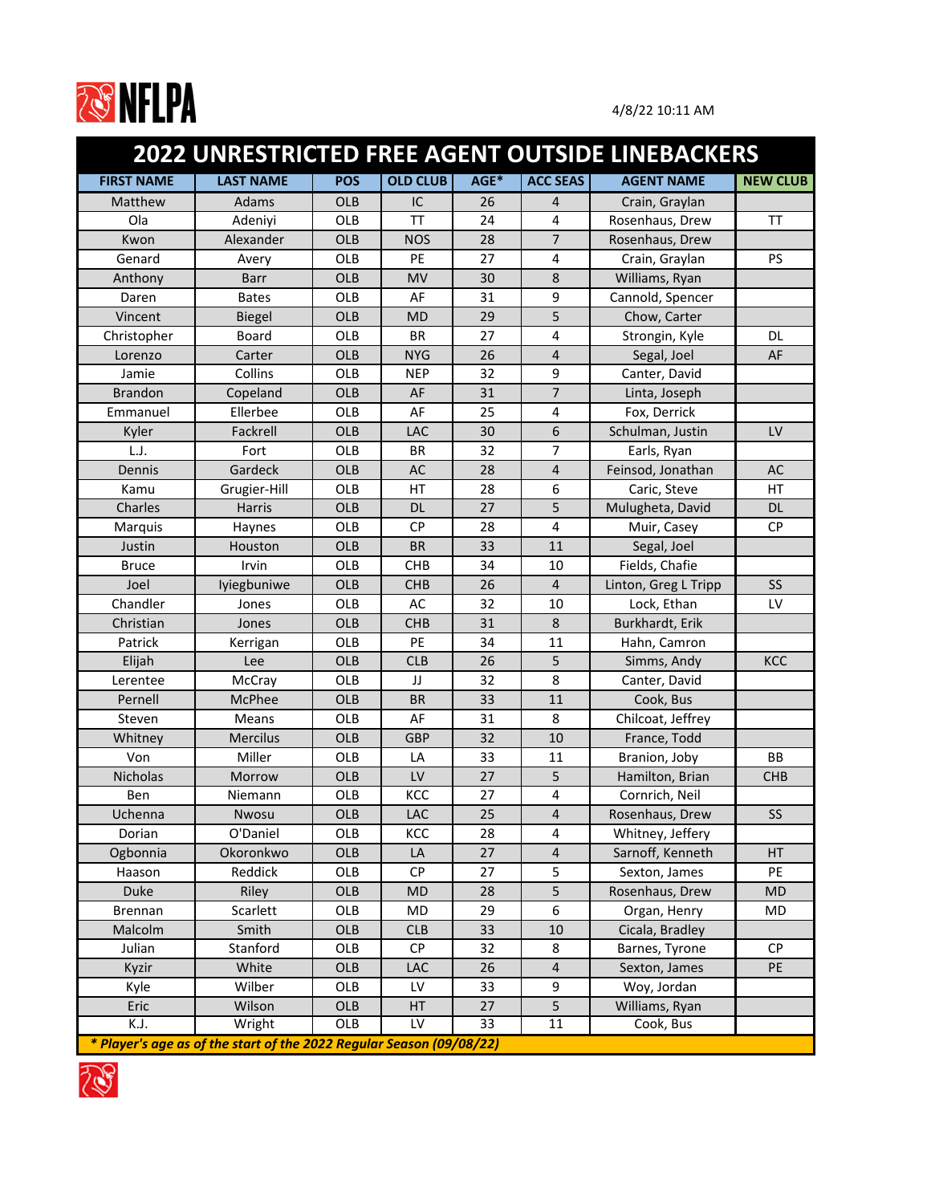NFLPA

4/8/22 10:11 AM

# 2022 UNRESTRICTED FREE AGENT OUTSIDE LINEBACKERS

| FIRST NAME | LAST NAME | POS | OLD CLUB | AGE* | ACC SEAS | AGENT NAME | NEW CLUB |
|---|---|---|---|---|---|---|---|
| Matthew | Adams | OLB | IC | 26 | 4 | Crain, Graylan | |
| Ola | Adeniyi | OLB | TT | 24 | 4 | Rosenhaus, Drew | TT |
| Kwon | Alexander | OLB | NOS | 28 | 7 | Rosenhaus, Drew | |
| Genard | Avery | OLB | PE | 27 | 4 | Crain, Graylan | PS |
| Anthony | Barr | OLB | MV | 30 | 8 | Williams, Ryan | |
| Daren | Bates | OLB | AF | 31 | 9 | Cannold, Spencer | |
| Vincent | Biegel | OLB | MD | 29 | 5 | Chow, Carter | |
| Christopher | Board | OLB | BR | 27 | 4 | Strongin, Kyle | DL |
| Lorenzo | Carter | OLB | NYG | 26 | 4 | Segal, Joel | AF |
| Jamie | Collins | OLB | NEP | 32 | 9 | Canter, David | |
| Brandon | Copeland | OLB | AF | 31 | 7 | Linta, Joseph | |
| Emmanuel | Ellerbee | OLB | AF | 25 | 4 | Fox, Derrick | |
| Kyler | Fackrell | OLB | LAC | 30 | 6 | Schulman, Justin | LV |
| L.J. | Fort | OLB | BR | 32 | 7 | Earls, Ryan | |
| Dennis | Gardeck | OLB | AC | 28 | 4 | Feinsod, Jonathan | AC |
| Kamu | Grugier-Hill | OLB | HT | 28 | 6 | Caric, Steve | HT |
| Charles | Harris | OLB | DL | 27 | 5 | Mulugheta, David | DL |
| Marquis | Haynes | OLB | CP | 28 | 4 | Muir, Casey | CP |
| Justin | Houston | OLB | BR | 33 | 11 | Segal, Joel | |
| Bruce | Irvin | OLB | CHB | 34 | 10 | Fields, Chafie | |
| Joel | Iyiegbuniwe | OLB | CHB | 26 | 4 | Linton, Greg L Tripp | SS |
| Chandler | Jones | OLB | AC | 32 | 10 | Lock, Ethan | LV |
| Christian | Jones | OLB | CHB | 31 | 8 | Burkhardt, Erik | |
| Patrick | Kerrigan | OLB | PE | 34 | 11 | Hahn, Camron | |
| Elijah | Lee | OLB | CLB | 26 | 5 | Simms, Andy | KCC |
| Lerentee | McCray | OLB | JJ | 32 | 8 | Canter, David | |
| Pernell | McPhee | OLB | BR | 33 | 11 | Cook, Bus | |
| Steven | Means | OLB | AF | 31 | 8 | Chilcoat, Jeffrey | |
| Whitney | Mercilus | OLB | GBP | 32 | 10 | France, Todd | |
| Von | Miller | OLB | LA | 33 | 11 | Branion, Joby | BB |
| Nicholas | Morrow | OLB | LV | 27 | 5 | Hamilton, Brian | CHB |
| Ben | Niemann | OLB | KCC | 27 | 4 | Cornrich, Neil | |
| Uchenna | Nwosu | OLB | LAC | 25 | 4 | Rosenhaus, Drew | SS |
| Dorian | O'Daniel | OLB | KCC | 28 | 4 | Whitney, Jeffery | |
| Ogbonnia | Okoronkwo | OLB | LA | 27 | 4 | Sarnoff, Kenneth | HT |
| Haason | Reddick | OLB | CP | 27 | 5 | Sexton, James | PE |
| Duke | Riley | OLB | MD | 28 | 5 | Rosenhaus, Drew | MD |
| Brennan | Scarlett | OLB | MD | 29 | 6 | Organ, Henry | MD |
| Malcolm | Smith | OLB | CLB | 33 | 10 | Cicala, Bradley | |
| Julian | Stanford | OLB | CP | 32 | 8 | Barnes, Tyrone | CP |
| Kyzir | White | OLB | LAC | 26 | 4 | Sexton, James | PE |
| Kyle | Wilber | OLB | LV | 33 | 9 | Woy, Jordan | |
| Eric | Wilson | OLB | HT | 27 | 5 | Williams, Ryan | |
| K.J. | Wright | OLB | LV | 33 | 11 | Cook, Bus | |

*** Player's age as of the start of the 2022 Regular Season (09/08/22)***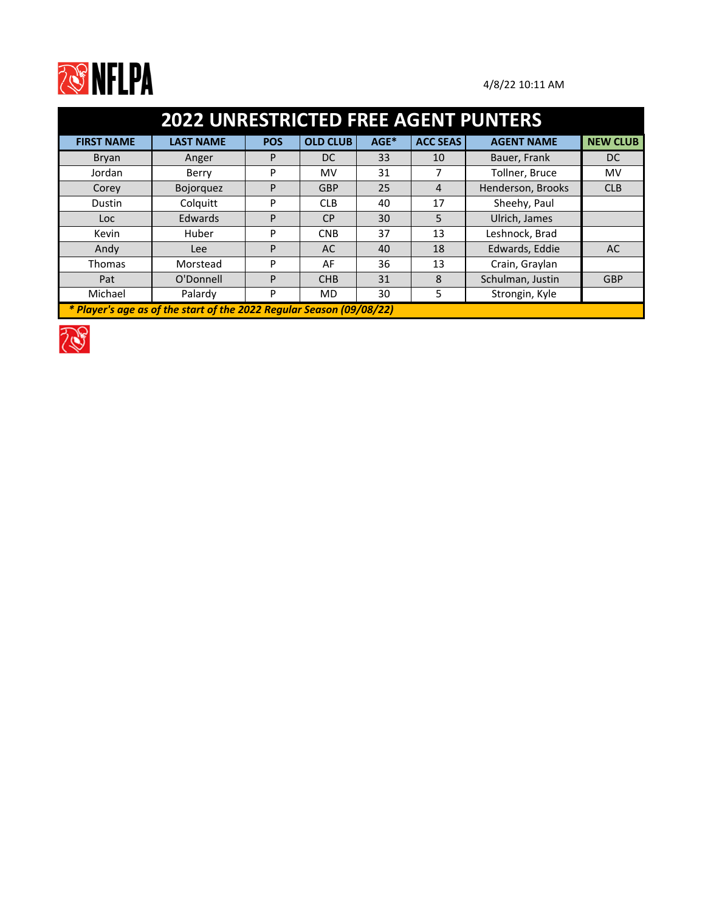4/8/22 10:11 AM

# 2022 UNRESTRICTED FREE AGENT PUNTERS

| FIRST NAME | LAST NAME | POS | OLD CLUB | AGE* | ACC SEAS | AGENT NAME | NEW CLUB |
|---|---|---|---|---|---|---|---|
| Bryan | Anger | P | DC | 33 | 10 | Bauer, Frank | DC |
| Jordan | Berry | P | MV | 31 | 7 | Tollner, Bruce | MV |
| Corey | Bojorquez | P | GBP | 25 | 4 | Henderson, Brooks | CLB |
| Dustin | Colquitt | P | CLB | 40 | 17 | Sheehy, Paul | |
| Loc | Edwards | P | CP | 30 | 5 | Ulrich, James | |
| Kevin | Huber | P | CNB | 37 | 13 | Leshnock, Brad | |
| Andy | Lee | P | AC | 40 | 18 | Edwards, Eddie | AC |
| Thomas | Morstead | P | AF | 36 | 13 | Crain, Graylan | |
| Pat | O'Donnell | P | CHB | 31 | 8 | Schulman, Justin | GBP |
| Michael | Palardy | P | MD | 30 | 5 | Strongin, Kyle | |

*** Player's age as of the start of the 2022 Regular Season (09/08/22)***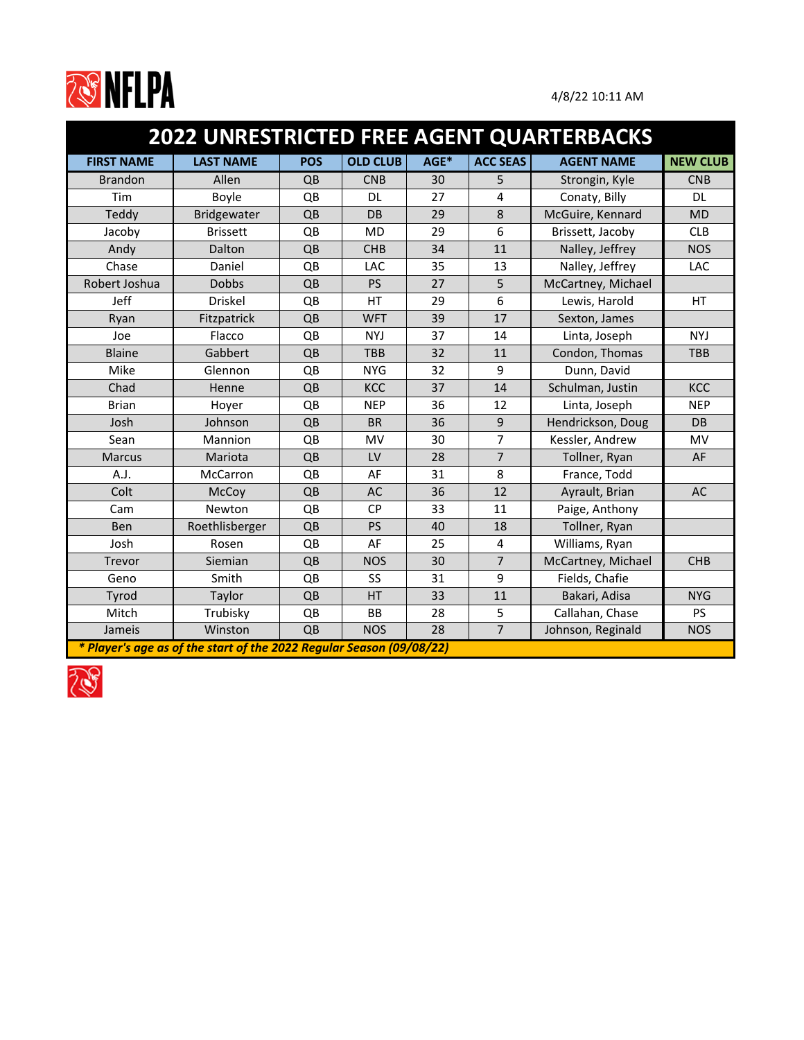NFLPA

4/8/22 10:11 AM

# 2022 UNRESTRICTED FREE AGENT QUARTERBACKS

| FIRST NAME | LAST NAME | POS | OLD CLUB | AGE* | ACC SEAS | AGENT NAME | NEW CLUB |
|---|---|---|---|---|---|---|---|
| Brandon | Allen | QB | CNB | 30 | 5 | Strongin, Kyle | CNB |
| Tim | Boyle | QB | DL | 27 | 4 | Conaty, Billy | DL |
| Teddy | Bridgewater | QB | DB | 29 | 8 | McGuire, Kennard | MD |
| Jacoby | Brissett | QB | MD | 29 | 6 | Brissett, Jacoby | CLB |
| Andy | Dalton | QB | CHB | 34 | 11 | Nalley, Jeffrey | NOS |
| Chase | Daniel | QB | LAC | 35 | 13 | Nalley, Jeffrey | LAC |
| Robert Joshua | Dobbs | QB | PS | 27 | 5 | McCartney, Michael | |
| Jeff | Driskel | QB | HT | 29 | 6 | Lewis, Harold | HT |
| Ryan | Fitzpatrick | QB | WFT | 39 | 17 | Sexton, James | |
| Joe | Flacco | QB | NYJ | 37 | 14 | Linta, Joseph | NYJ |
| Blaine | Gabbert | QB | TBB | 32 | 11 | Condon, Thomas | TBB |
| Mike | Glennon | QB | NYG | 32 | 9 | Dunn, David | |
| Chad | Henne | QB | KCC | 37 | 14 | Schulman, Justin | KCC |
| Brian | Hoyer | QB | NEP | 36 | 12 | Linta, Joseph | NEP |
| Josh | Johnson | QB | BR | 36 | 9 | Hendrickson, Doug | DB |
| Sean | Mannion | QB | MV | 30 | 7 | Kessler, Andrew | MV |
| Marcus | Mariota | QB | LV | 28 | 7 | Tollner, Ryan | AF |
| A.J. | McCarron | QB | AF | 31 | 8 | France, Todd | |
| Colt | McCoy | QB | AC | 36 | 12 | Ayrault, Brian | AC |
| Cam | Newton | QB | CP | 33 | 11 | Paige, Anthony | |
| Ben | Roethlisberger | QB | PS | 40 | 18 | Tollner, Ryan | |
| Josh | Rosen | QB | AF | 25 | 4 | Williams, Ryan | |
| Trevor | Siemian | QB | NOS | 30 | 7 | McCartney, Michael | CHB |
| Geno | Smith | QB | SS | 31 | 9 | Fields, Chafie | |
| Tyrod | Taylor | QB | HT | 33 | 11 | Bakari, Adisa | NYG |
| Mitch | Trubisky | QB | BB | 28 | 5 | Callahan, Chase | PS |
| Jameis | Winston | QB | NOS | 28 | 7 | Johnson, Reginald | NOS |

*** Player's age as of the start of the 2022 Regular Season (09/08/22)***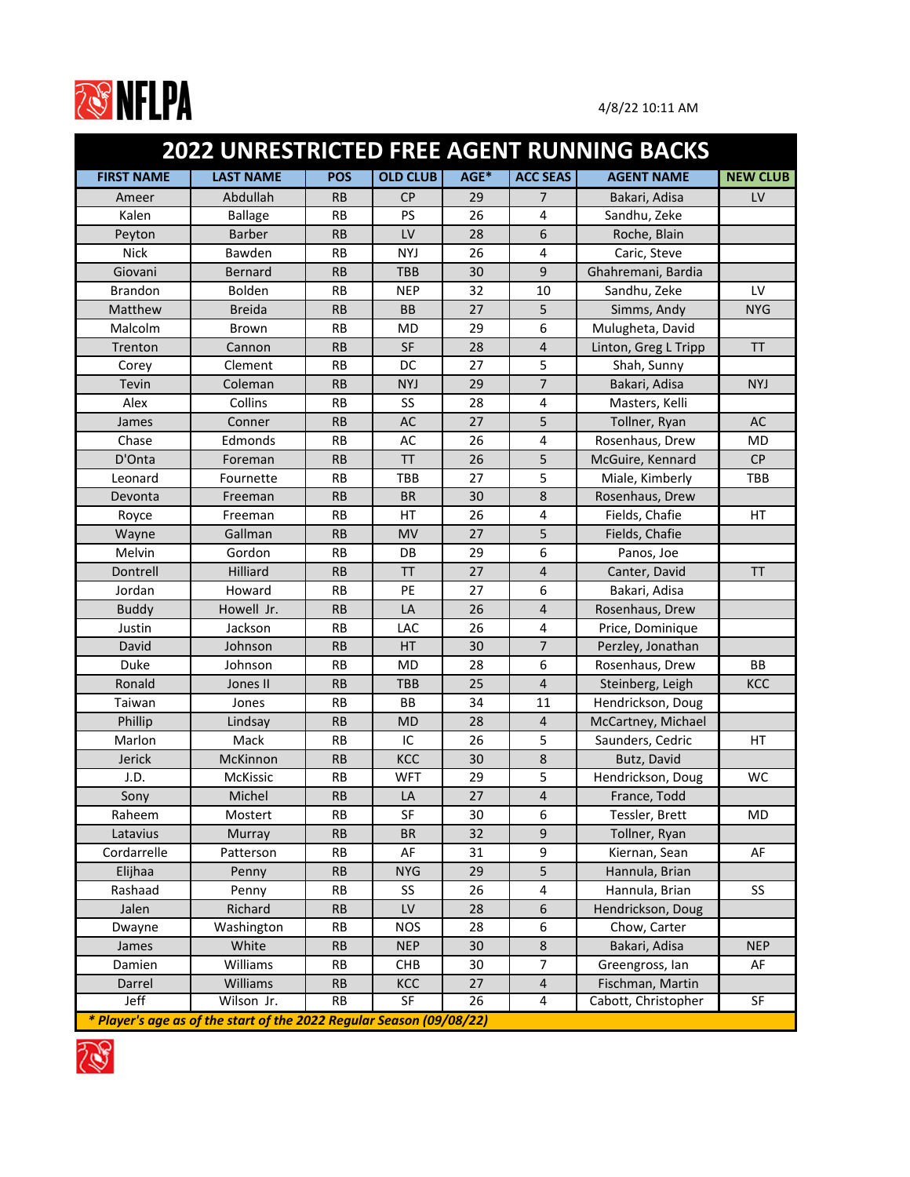4/8/22 10:11 AM

# 2022 UNRESTRICTED FREE AGENT RUNNING BACKS

| FIRST NAME | LAST NAME | POS | OLD CLUB | AGE* | ACC SEAS | AGENT NAME | NEW CLUB |
|---|---|---|---|---|---|---|---|
| Ameer | Abdullah | RB | CP | 29 | 7 | Bakari, Adisa | LV |
| Kalen | Ballage | RB | PS | 26 | 4 | Sandhu, Zeke | |
| Peyton | Barber | RB | LV | 28 | 6 | Roche, Blain | |
| Nick | Bawden | RB | NYJ | 26 | 4 | Caric, Steve | |
| Giovani | Bernard | RB | TBB | 30 | 9 | Ghahremani, Bardia | |
| Brandon | Bolden | RB | NEP | 32 | 10 | Sandhu, Zeke | LV |
| Matthew | Breida | RB | BB | 27 | 5 | Simms, Andy | NYG |
| Malcolm | Brown | RB | MD | 29 | 6 | Mulugheta, David | |
| Trenton | Cannon | RB | SF | 28 | 4 | Linton, Greg L Tripp | TT |
| Corey | Clement | RB | DC | 27 | 5 | Shah, Sunny | |
| Tevin | Coleman | RB | NYJ | 29 | 7 | Bakari, Adisa | NYJ |
| Alex | Collins | RB | SS | 28 | 4 | Masters, Kelli | |
| James | Conner | RB | AC | 27 | 5 | Tollner, Ryan | AC |
| Chase | Edmonds | RB | AC | 26 | 4 | Rosenhaus, Drew | MD |
| D'Onta | Foreman | RB | TT | 26 | 5 | McGuire, Kennard | CP |
| Leonard | Fournette | RB | TBB | 27 | 5 | Miale, Kimberly | TBB |
| Devonta | Freeman | RB | BR | 30 | 8 | Rosenhaus, Drew | |
| Royce | Freeman | RB | HT | 26 | 4 | Fields, Chafie | HT |
| Wayne | Gallman | RB | MV | 27 | 5 | Fields, Chafie | |
| Melvin | Gordon | RB | DB | 29 | 6 | Panos, Joe | |
| Dontrell | Hilliard | RB | TT | 27 | 4 | Canter, David | TT |
| Jordan | Howard | RB | PE | 27 | 6 | Bakari, Adisa | |
| Buddy | Howell Jr. | RB | LA | 26 | 4 | Rosenhaus, Drew | |
| Justin | Jackson | RB | LAC | 26 | 4 | Price, Dominique | |
| David | Johnson | RB | HT | 30 | 7 | Perzley, Jonathan | |
| Duke | Johnson | RB | MD | 28 | 6 | Rosenhaus, Drew | BB |
| Ronald | Jones II | RB | TBB | 25 | 4 | Steinberg, Leigh | KCC |
| Taiwan | Jones | RB | BB | 34 | 11 | Hendrickson, Doug | |
| Phillip | Lindsay | RB | MD | 28 | 4 | McCartney, Michael | |
| Marlon | Mack | RB | IC | 26 | 5 | Saunders, Cedric | HT |
| Jerick | McKinnon | RB | KCC | 30 | 8 | Butz, David | |
| J.D. | McKissic | RB | WFT | 29 | 5 | Hendrickson, Doug | WC |
| Sony | Michel | RB | LA | 27 | 4 | France, Todd | |
| Raheem | Mostert | RB | SF | 30 | 6 | Tessler, Brett | MD |
| Latavius | Murray | RB | BR | 32 | 9 | Tollner, Ryan | |
| Cordarrelle | Patterson | RB | AF | 31 | 9 | Kiernan, Sean | AF |
| Elijhaa | Penny | RB | NYG | 29 | 5 | Hannula, Brian | |
| Rashaad | Penny | RB | SS | 26 | 4 | Hannula, Brian | SS |
| Jalen | Richard | RB | LV | 28 | 6 | Hendrickson, Doug | |
| Dwayne | Washington | RB | NOS | 28 | 6 | Chow, Carter | |
| James | White | RB | NEP | 30 | 8 | Bakari, Adisa | NEP |
| Damien | Williams | RB | CHB | 30 | 7 | Greengross, Ian | AF |
| Darrel | Williams | RB | KCC | 27 | 4 | Fischman, Martin | |
| Jeff | Wilson Jr. | RB | SF | 26 | 4 | Cabott, Christopher | SF |

*** Player's age as of the start of the 2022 Regular Season (09/08/22)***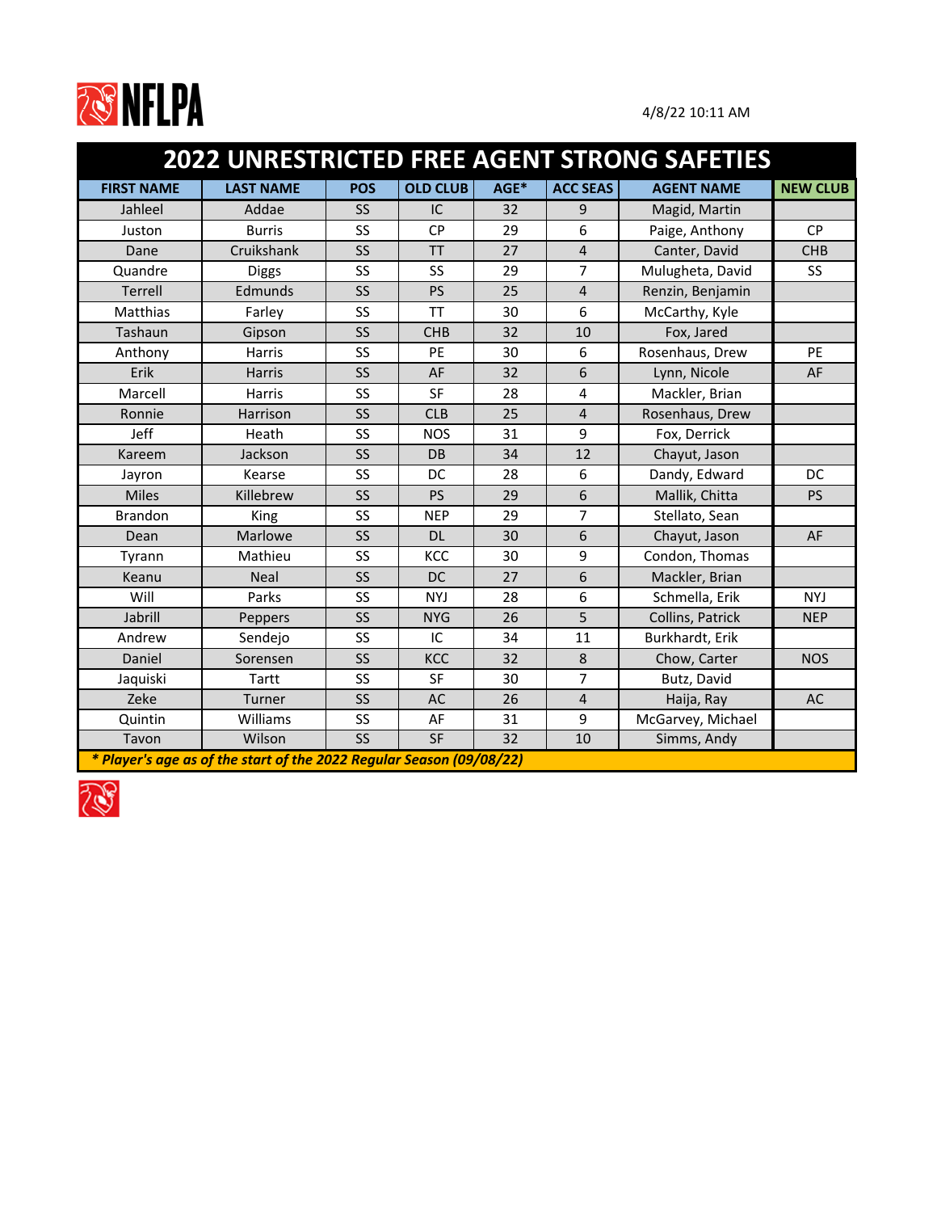NFLPA

4/8/22 10:11 AM

# 2022 UNRESTRICTED FREE AGENT STRONG SAFETIES

| FIRST NAME | LAST NAME | POS | OLD CLUB | AGE* | ACC SEAS | AGENT NAME | NEW CLUB |
|---|---|---|---|---|---|---|---|
| Jahleel | Addae | SS | IC | 32 | 9 | Magid, Martin | |
| Juston | Burris | SS | CP | 29 | 6 | Paige, Anthony | CP |
| Dane | Cruikshank | SS | TT | 27 | 4 | Canter, David | CHB |
| Quandre | Diggs | SS | SS | 29 | 7 | Mulugheta, David | SS |
| Terrell | Edmunds | SS | PS | 25 | 4 | Renzin, Benjamin | |
| Matthias | Farley | SS | TT | 30 | 6 | McCarthy, Kyle | |
| Tashaun | Gipson | SS | CHB | 32 | 10 | Fox, Jared | |
| Anthony | Harris | SS | PE | 30 | 6 | Rosenhaus, Drew | PE |
| Erik | Harris | SS | AF | 32 | 6 | Lynn, Nicole | AF |
| Marcell | Harris | SS | SF | 28 | 4 | Mackler, Brian | |
| Ronnie | Harrison | SS | CLB | 25 | 4 | Rosenhaus, Drew | |
| Jeff | Heath | SS | NOS | 31 | 9 | Fox, Derrick | |
| Kareem | Jackson | SS | DB | 34 | 12 | Chayut, Jason | |
| Jayron | Kearse | SS | DC | 28 | 6 | Dandy, Edward | DC |
| Miles | Killebrew | SS | PS | 29 | 6 | Mallik, Chitta | PS |
| Brandon | King | SS | NEP | 29 | 7 | Stellato, Sean | |
| Dean | Marlowe | SS | DL | 30 | 6 | Chayut, Jason | AF |
| Tyrann | Mathieu | SS | KCC | 30 | 9 | Condon, Thomas | |
| Keanu | Neal | SS | DC | 27 | 6 | Mackler, Brian | |
| Will | Parks | SS | NYJ | 28 | 6 | Schmella, Erik | NYJ |
| Jabrill | Peppers | SS | NYG | 26 | 5 | Collins, Patrick | NEP |
| Andrew | Sendejo | SS | IC | 34 | 11 | Burkhardt, Erik | |
| Daniel | Sorensen | SS | KCC | 32 | 8 | Chow, Carter | NOS |
| Jaquiski | Tartt | SS | SF | 30 | 7 | Butz, David | |
| Zeke | Turner | SS | AC | 26 | 4 | Haija, Ray | AC |
| Quintin | Williams | SS | AF | 31 | 9 | McGarvey, Michael | |
| Tavon | Wilson | SS | SF | 32 | 10 | Simms, Andy | |

*** Player's age as of the start of the 2022 Regular Season (09/08/22)***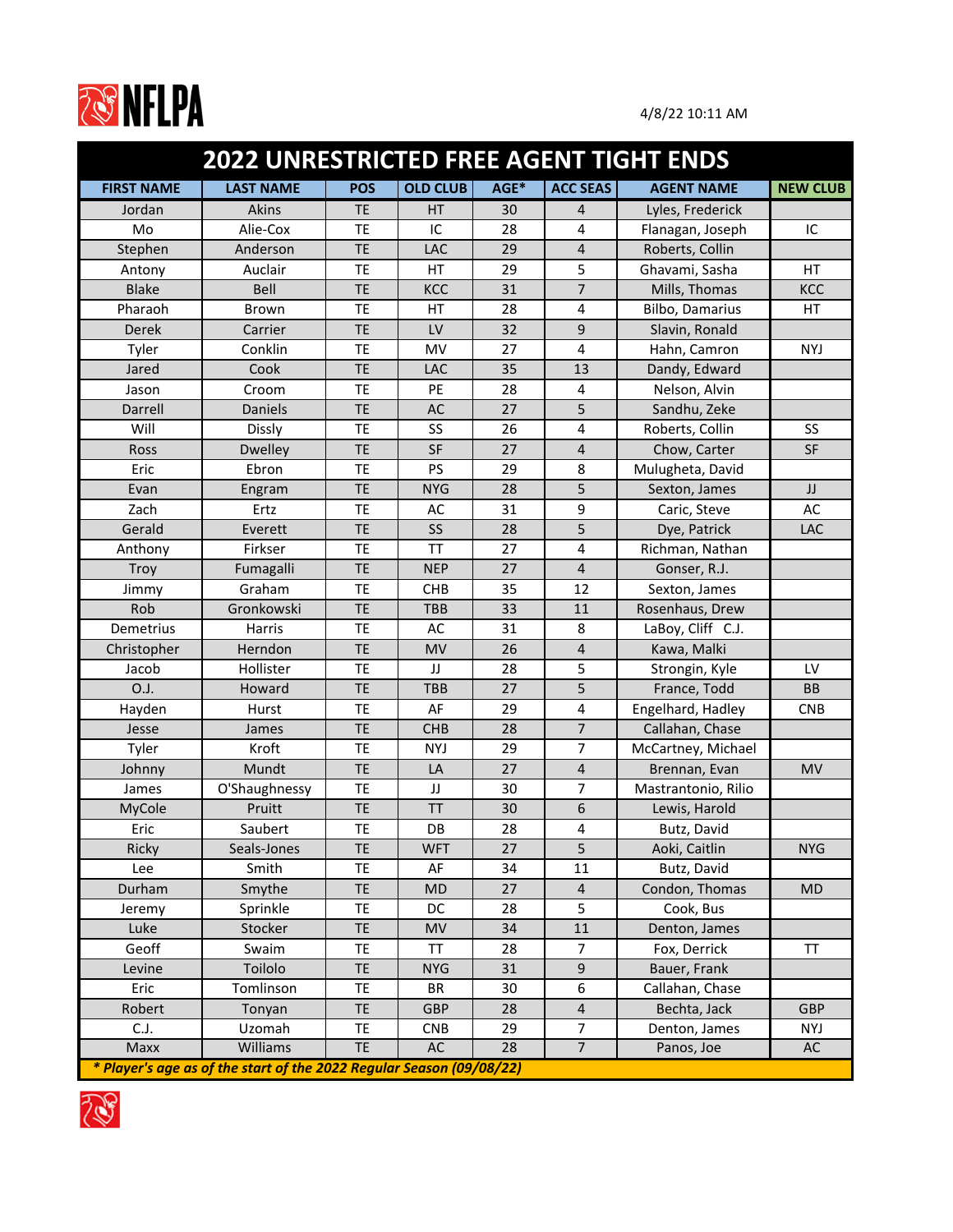NFLPA

4/8/22 10:11 AM

# 2022 UNRESTRICTED FREE AGENT TIGHT ENDS

| FIRST NAME | LAST NAME | POS | OLD CLUB | AGE* | ACC SEAS | AGENT NAME | NEW CLUB |
|---|---|---|---|---|---|---|---|
| Jordan | Akins | TE | HT | 30 | 4 | Lyles, Frederick | |
| Mo | Alie-Cox | TE | IC | 28 | 4 | Flanagan, Joseph | IC |
| Stephen | Anderson | TE | LAC | 29 | 4 | Roberts, Collin | |
| Antony | Auclair | TE | HT | 29 | 5 | Ghavami, Sasha | HT |
| Blake | Bell | TE | KCC | 31 | 7 | Mills, Thomas | KCC |
| Pharaoh | Brown | TE | HT | 28 | 4 | Bilbo, Damarius | HT |
| Derek | Carrier | TE | LV | 32 | 9 | Slavin, Ronald | |
| Tyler | Conklin | TE | MV | 27 | 4 | Hahn, Camron | NYJ |
| Jared | Cook | TE | LAC | 35 | 13 | Dandy, Edward | |
| Jason | Croom | TE | PE | 28 | 4 | Nelson, Alvin | |
| Darrell | Daniels | TE | AC | 27 | 5 | Sandhu, Zeke | |
| Will | Dissly | TE | SS | 26 | 4 | Roberts, Collin | SS |
| Ross | Dwelley | TE | SF | 27 | 4 | Chow, Carter | SF |
| Eric | Ebron | TE | PS | 29 | 8 | Mulugheta, David | |
| Evan | Engram | TE | NYG | 28 | 5 | Sexton, James | JJ |
| Zach | Ertz | TE | AC | 31 | 9 | Caric, Steve | AC |
| Gerald | Everett | TE | SS | 28 | 5 | Dye, Patrick | LAC |
| Anthony | Firkser | TE | TT | 27 | 4 | Richman, Nathan | |
| Troy | Fumagalli | TE | NEP | 27 | 4 | Gonser, R.J. | |
| Jimmy | Graham | TE | CHB | 35 | 12 | Sexton, James | |
| Rob | Gronkowski | TE | TBB | 33 | 11 | Rosenhaus, Drew | |
| Demetrius | Harris | TE | AC | 31 | 8 | LaBoy, Cliff C.J. | |
| Christopher | Herndon | TE | MV | 26 | 4 | Kawa, Malki | |
| Jacob | Hollister | TE | JJ | 28 | 5 | Strongin, Kyle | LV |
| O.J. | Howard | TE | TBB | 27 | 5 | France, Todd | BB |
| Hayden | Hurst | TE | AF | 29 | 4 | Engelhard, Hadley | CNB |
| Jesse | James | TE | CHB | 28 | 7 | Callahan, Chase | |
| Tyler | Kroft | TE | NYJ | 29 | 7 | McCartney, Michael | |
| Johnny | Mundt | TE | LA | 27 | 4 | Brennan, Evan | MV |
| James | O'Shaughnessy | TE | JJ | 30 | 7 | Mastrantonio, Rilio | |
| MyCole | Pruitt | TE | TT | 30 | 6 | Lewis, Harold | |
| Eric | Saubert | TE | DB | 28 | 4 | Butz, David | |
| Ricky | Seals-Jones | TE | WFT | 27 | 5 | Aoki, Caitlin | NYG |
| Lee | Smith | TE | AF | 34 | 11 | Butz, David | |
| Durham | Smythe | TE | MD | 27 | 4 | Condon, Thomas | MD |
| Jeremy | Sprinkle | TE | DC | 28 | 5 | Cook, Bus | |
| Luke | Stocker | TE | MV | 34 | 11 | Denton, James | |
| Geoff | Swaim | TE | TT | 28 | 7 | Fox, Derrick | TT |
| Levine | Toilolo | TE | NYG | 31 | 9 | Bauer, Frank | |
| Eric | Tomlinson | TE | BR | 30 | 6 | Callahan, Chase | |
| Robert | Tonyan | TE | GBP | 28 | 4 | Bechta, Jack | GBP |
| C.J. | Uzomah | TE | CNB | 29 | 7 | Denton, James | NYJ |
| Maxx | Williams | TE | AC | 28 | 7 | Panos, Joe | AC |

*** Player's age as of the start of the 2022 Regular Season (09/08/22)***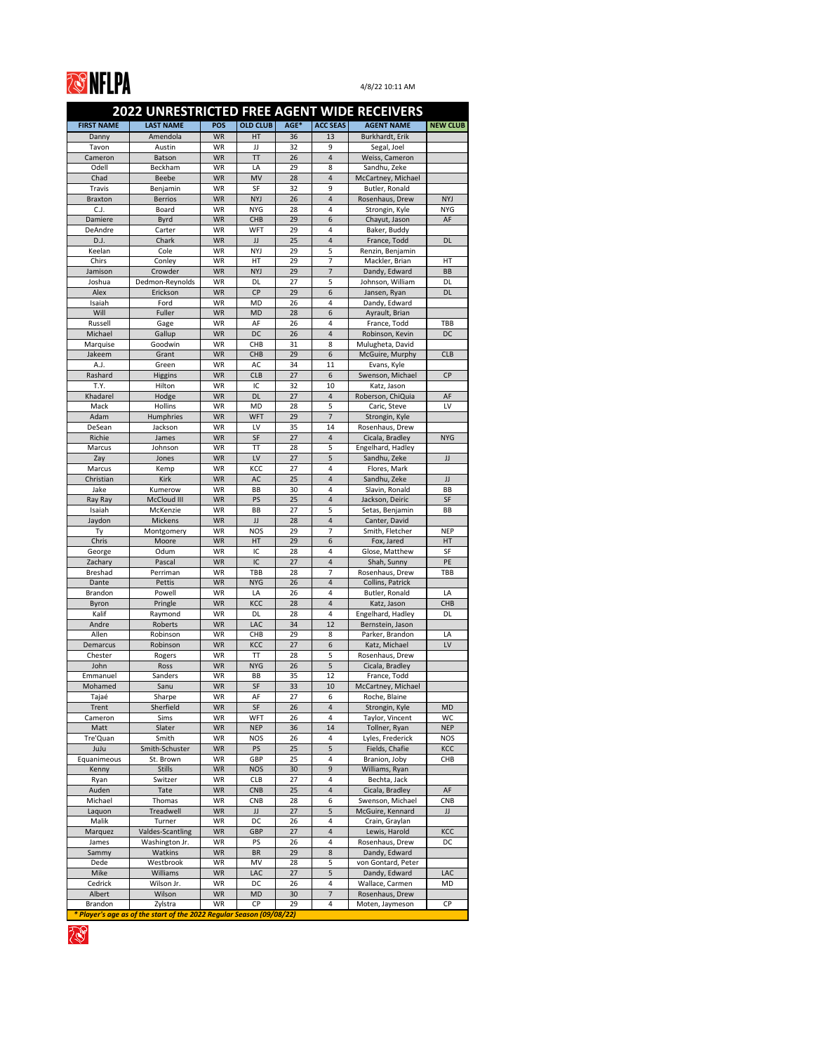NFLPA

4/8/22 10:11 AM

# 2022 UNRESTRICTED FREE AGENT WIDE RECEIVERS

| FIRST NAME | LAST NAME | POS | OLD CLUB | AGE* | ACC SEAS | AGENT NAME | NEW CLUB |
|---|---|---|---|---|---|---|---|
| Danny | Amendola | WR | HT | 36 | 13 | Burkhardt, Erik | |
| Tavon | Austin | WR | JJ | 32 | 9 | Segal, Joel | |
| Cameron | Batson | WR | TT | 26 | 4 | Weiss, Cameron | |
| Odell | Beckham | WR | LA | 29 | 8 | Sandhu, Zeke | |
| Chad | Beebe | WR | MV | 28 | 4 | McCartney, Michael | |
| Travis | Benjamin | WR | SF | 32 | 9 | Butler, Ronald | |
| Braxton | Berrios | WR | NYJ | 26 | 4 | Rosenhaus, Drew | NYJ |
| C.J. | Board | WR | NYG | 28 | 4 | Strongin, Kyle | NYG |
| Damiere | Byrd | WR | CHB | 29 | 6 | Chayut, Jason | AF |
| DeAndre | Carter | WR | WFT | 29 | 4 | Baker, Buddy | |
| D.J. | Chark | WR | JJ | 25 | 4 | France, Todd | DL |
| Keelan | Cole | WR | NYJ | 29 | 5 | Renzin, Benjamin | |
| Chirs | Conley | WR | HT | 29 | 7 | Mackler, Brian | HT |
| Jamison | Crowder | WR | NYJ | 29 | 7 | Dandy, Edward | BB |
| Joshua | Dedmon-Reynolds | WR | DL | 27 | 5 | Johnson, William | DL |
| Alex | Erickson | WR | CP | 29 | 6 | Jansen, Ryan | DL |
| Isaiah | Ford | WR | MD | 26 | 4 | Dandy, Edward | |
| Will | Fuller | WR | MD | 28 | 6 | Ayrault, Brian | |
| Russell | Gage | WR | AF | 26 | 4 | France, Todd | TBB |
| Michael | Gallup | WR | DC | 26 | 4 | Robinson, Kevin | DC |
| Marquise | Goodwin | WR | CHB | 31 | 8 | Mulugheta, David | |
| Jakeem | Grant | WR | CHB | 29 | 6 | McGuire, Murphy | CLB |
| A.J. | Green | WR | AC | 34 | 11 | Evans, Kyle | |
| Rashard | Higgins | WR | CLB | 27 | 6 | Swenson, Michael | CP |
| T.Y. | Hilton | WR | IC | 32 | 10 | Katz, Jason | |
| Khadarel | Hodge | WR | DL | 27 | 4 | Roberson, ChiQuia | AF |
| Mack | Hollins | WR | MD | 28 | 5 | Caric, Steve | LV |
| Adam | Humphries | WR | WFT | 29 | 7 | Strongin, Kyle | |
| DeSean | Jackson | WR | LV | 35 | 14 | Rosenhaus, Drew | |
| Richie | James | WR | SF | 27 | 4 | Cicala, Bradley | NYG |
| Marcus | Johnson | WR | TT | 28 | 5 | Engelhard, Hadley | |
| Zay | Jones | WR | LV | 27 | 5 | Sandhu, Zeke | JJ |
| Marcus | Kemp | WR | KCC | 27 | 4 | Flores, Mark | |
| Christian | Kirk | WR | AC | 25 | 4 | Sandhu, Zeke | JJ |
| Jake | Kumerow | WR | BB | 30 | 4 | Slavin, Ronald | BB |
| Ray Ray | McCloud III | WR | PS | 25 | 4 | Jackson, Deiric | SF |
| Isaiah | McKenzie | WR | BB | 27 | 5 | Setas, Benjamin | BB |
| Jaydon | Mickens | WR | JJ | 28 | 4 | Canter, David | |
| Ty | Montgomery | WR | NOS | 29 | 7 | Smith, Fletcher | NEP |
| Chris | Moore | WR | HT | 29 | 6 | Fox, Jared | HT |
| George | Odum | WR | IC | 28 | 4 | Glose, Matthew | SF |
| Zachary | Pascal | WR | IC | 27 | 4 | Shah, Sunny | PE |
| Breshad | Perriman | WR | TBB | 28 | 7 | Rosenhaus, Drew | TBB |
| Dante | Pettis | WR | NYG | 26 | 4 | Collins, Patrick | |
| Brandon | Powell | WR | LA | 26 | 4 | Butler, Ronald | LA |
| Byron | Pringle | WR | KCC | 28 | 4 | Katz, Jason | CHB |
| Kalif | Raymond | WR | DL | 28 | 4 | Engelhard, Hadley | DL |
| Andre | Roberts | WR | LAC | 34 | 12 | Bernstein, Jason | |
| Allen | Robinson | WR | CHB | 29 | 8 | Parker, Brandon | LA |
| Demarcus | Robinson | WR | KCC | 27 | 6 | Katz, Michael | LV |
| Chester | Rogers | WR | TT | 28 | 5 | Rosenhaus, Drew | |
| John | Ross | WR | NYG | 26 | 5 | Cicala, Bradley | |
| Emmanuel | Sanders | WR | BB | 35 | 12 | France, Todd | |
| Mohamed | Sanu | WR | SF | 33 | 10 | McCartney, Michael | |
| Tajaé | Sharpe | WR | AF | 27 | 6 | Roche, Blaine | |
| Trent | Sherfield | WR | SF | 26 | 4 | Strongin, Kyle | MD |
| Cameron | Sims | WR | WFT | 26 | 4 | Taylor, Vincent | WC |
| Matt | Slater | WR | NEP | 36 | 14 | Tollner, Ryan | NEP |
| Tre'Quan | Smith | WR | NOS | 26 | 4 | Lyles, Frederick | NOS |
| JuJu | Smith-Schuster | WR | PS | 25 | 5 | Fields, Chafie | KCC |
| Equanimeous | St. Brown | WR | GBP | 25 | 4 | Branion, Joby | CHB |
| Kenny | Stills | WR | NOS | 30 | 9 | Williams, Ryan | |
| Ryan | Switzer | WR | CLB | 27 | 4 | Bechta, Jack | |
| Auden | Tate | WR | CNB | 25 | 4 | Cicala, Bradley | AF |
| Michael | Thomas | WR | CNB | 28 | 6 | Swenson, Michael | CNB |
| Laquon | Treadwell | WR | JJ | 27 | 5 | McGuire, Kennard | JJ |
| Malik | Turner | WR | DC | 26 | 4 | Crain, Graylan | |
| Marquez | Valdes-Scantling | WR | GBP | 27 | 4 | Lewis, Harold | KCC |
| James | Washington Jr. | WR | PS | 26 | 4 | Rosenhaus, Drew | DC |
| Sammy | Watkins | WR | BR | 29 | 8 | Dandy, Edward | |
| Dede | Westbrook | WR | MV | 28 | 5 | von Gontard, Peter | |
| Mike | Williams | WR | LAC | 27 | 5 | Dandy, Edward | LAC |
| Cedrick | Wilson Jr. | WR | DC | 26 | 4 | Wallace, Carmen | MD |
| Albert | Wilson | WR | MD | 30 | 7 | Rosenhaus, Drew | |
| Brandon | Zylstra | WR | CP | 29 | 4 | Moten, Jaymeson | CP |

*\* Player's age as of the start of the 2022 Regular Season (09/08/22)*